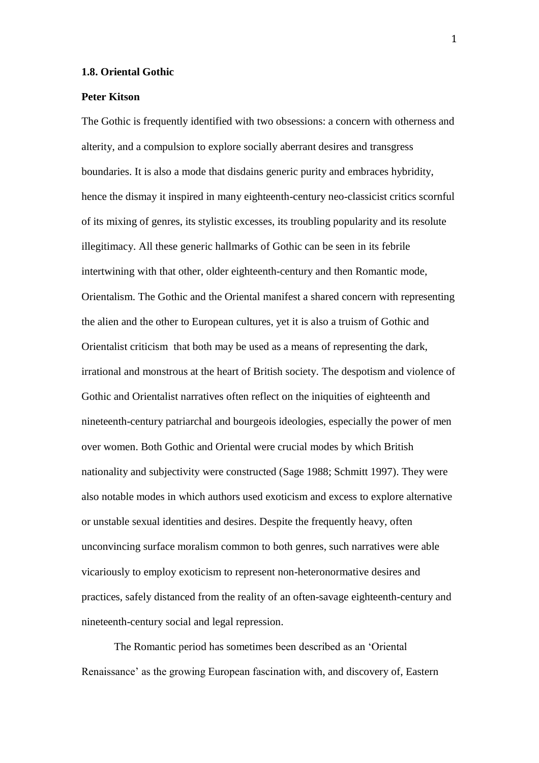**1.8. Oriental Gothic**

**Peter Kitson**

The Gothic is frequently identified with two obsessions: a concern with otherness and alterity, and a compulsion to explore socially aberrant desires and transgress boundaries. It is also a mode that disdains generic purity and embraces hybridity, hence the dismay it inspired in many eighteenth-century neo-classicist critics scornful of its mixing of genres, its stylistic excesses, its troubling popularity and its resolute illegitimacy. All these generic hallmarks of Gothic can be seen in its febrile intertwining with that other, older eighteenth-century and then Romantic mode, Orientalism. The Gothic and the Oriental manifest a shared concern with representing the alien and the other to European cultures, yet it is also a truism of Gothic and Orientalist criticism that both may be used as a means of representing the dark, irrational and monstrous at the heart of British society. The despotism and violence of Gothic and Orientalist narratives often reflect on the iniquities of eighteenth and nineteenth-century patriarchal and bourgeois ideologies, especially the power of men over women. Both Gothic and Oriental were crucial modes by which British nationality and subjectivity were constructed (Sage 1988; Schmitt 1997). They were also notable modes in which authors used exoticism and excess to explore alternative or unstable sexual identities and desires. Despite the frequently heavy, often unconvincing surface moralism common to both genres, such narratives were able vicariously to employ exoticism to represent non-heteronormative desires and practices, safely distanced from the reality of an often-savage eighteenth-century and nineteenth-century social and legal repression.

The Romantic period has sometimes been described as an 'Oriental Renaissance' as the growing European fascination with, and discovery of, Eastern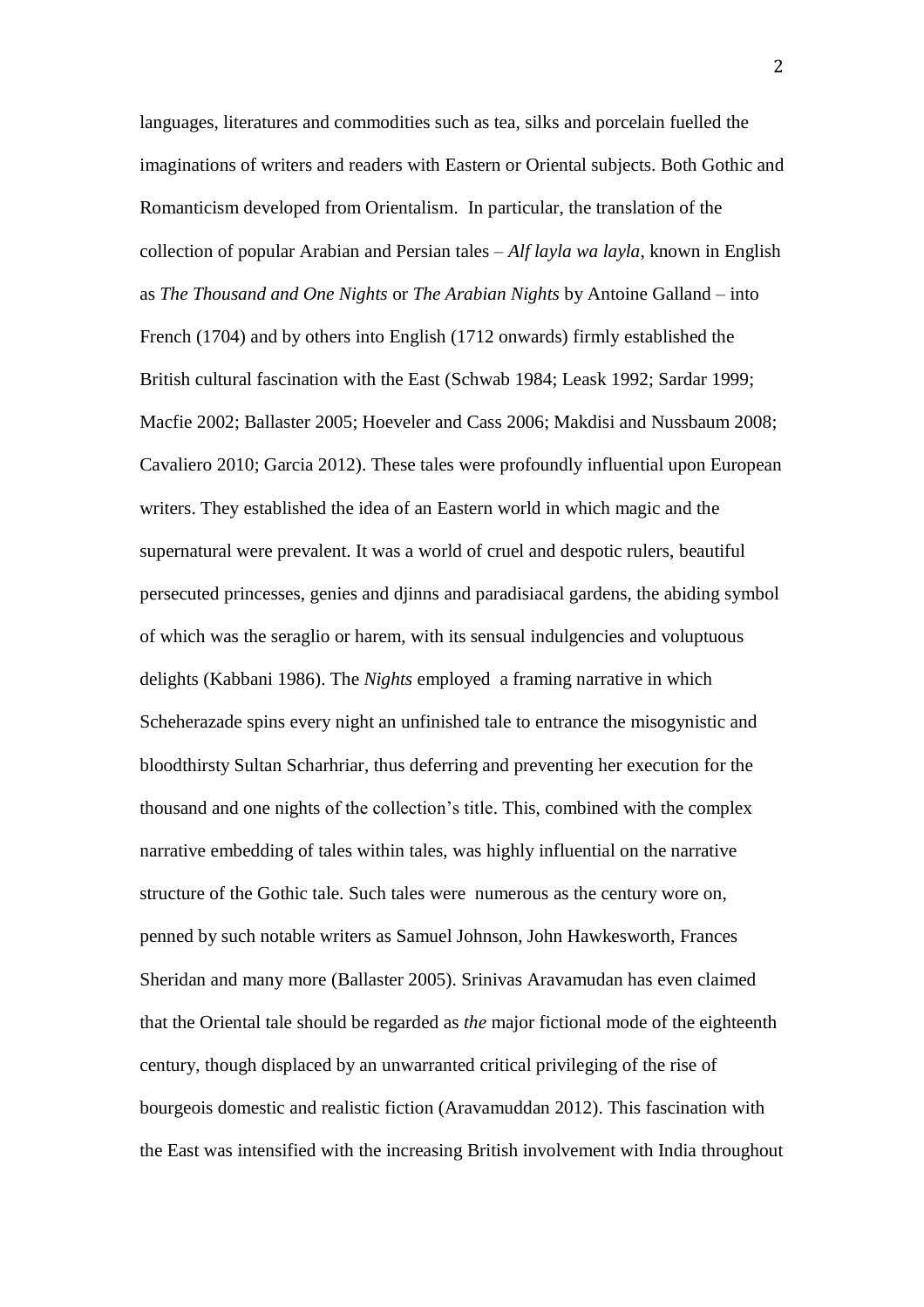languages, literatures and commodities such as tea, silks and porcelain fuelled the imaginations of writers and readers with Eastern or Oriental subjects. Both Gothic and Romanticism developed from Orientalism. In particular, the translation of the collection of popular Arabian and Persian tales – *Alf layla wa layla*, known in English as *The Thousand and One Nights* or *The Arabian Nights* by Antoine Galland – into French (1704) and by others into English (1712 onwards) firmly established the British cultural fascination with the East (Schwab 1984; Leask 1992; Sardar 1999; Macfie 2002; Ballaster 2005; Hoeveler and Cass 2006; Makdisi and Nussbaum 2008; Cavaliero 2010; Garcia 2012). These tales were profoundly influential upon European writers. They established the idea of an Eastern world in which magic and the supernatural were prevalent. It was a world of cruel and despotic rulers, beautiful persecuted princesses, genies and djinns and paradisiacal gardens, the abiding symbol of which was the seraglio or harem, with its sensual indulgencies and voluptuous delights (Kabbani 1986). The *Nights* employed a framing narrative in which Scheherazade spins every night an unfinished tale to entrance the misogynistic and bloodthirsty Sultan Scharhriar, thus deferring and preventing her execution for the thousand and one nights of the collection's title. This, combined with the complex narrative embedding of tales within tales, was highly influential on the narrative structure of the Gothic tale. Such tales were numerous as the century wore on, penned by such notable writers as Samuel Johnson, John Hawkesworth, Frances Sheridan and many more (Ballaster 2005). Srinivas Aravamudan has even claimed that the Oriental tale should be regarded as *the* major fictional mode of the eighteenth century, though displaced by an unwarranted critical privileging of the rise of bourgeois domestic and realistic fiction (Aravamuddan 2012). This fascination with the East was intensified with the increasing British involvement with India throughout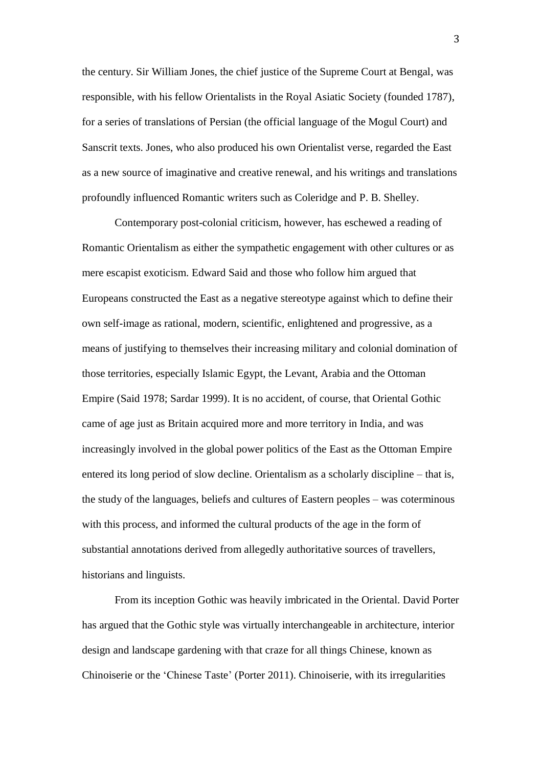the century. Sir William Jones, the chief justice of the Supreme Court at Bengal, was responsible, with his fellow Orientalists in the Royal Asiatic Society (founded 1787), for a series of translations of Persian (the official language of the Mogul Court) and Sanscrit texts. Jones, who also produced his own Orientalist verse, regarded the East as a new source of imaginative and creative renewal, and his writings and translations profoundly influenced Romantic writers such as Coleridge and P. B. Shelley.

Contemporary post-colonial criticism, however, has eschewed a reading of Romantic Orientalism as either the sympathetic engagement with other cultures or as mere escapist exoticism. Edward Said and those who follow him argued that Europeans constructed the East as a negative stereotype against which to define their own self-image as rational, modern, scientific, enlightened and progressive, as a means of justifying to themselves their increasing military and colonial domination of those territories, especially Islamic Egypt, the Levant, Arabia and the Ottoman Empire (Said 1978; Sardar 1999). It is no accident, of course, that Oriental Gothic came of age just as Britain acquired more and more territory in India, and was increasingly involved in the global power politics of the East as the Ottoman Empire entered its long period of slow decline. Orientalism as a scholarly discipline – that is, the study of the languages, beliefs and cultures of Eastern peoples – was coterminous with this process, and informed the cultural products of the age in the form of substantial annotations derived from allegedly authoritative sources of travellers, historians and linguists.

From its inception Gothic was heavily imbricated in the Oriental. David Porter has argued that the Gothic style was virtually interchangeable in architecture, interior design and landscape gardening with that craze for all things Chinese, known as Chinoiserie or the 'Chinese Taste' (Porter 2011). Chinoiserie, with its irregularities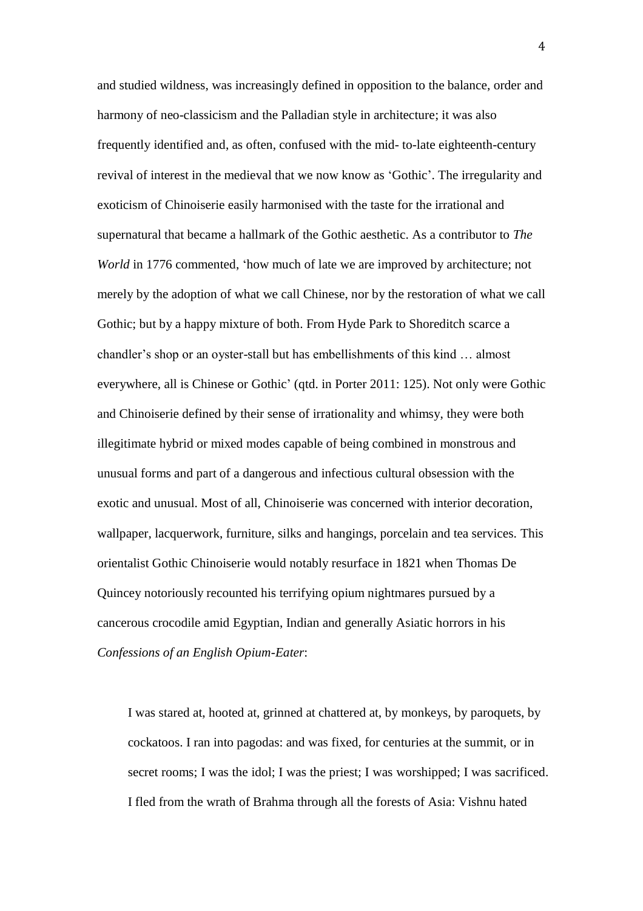and studied wildness, was increasingly defined in opposition to the balance, order and harmony of neo-classicism and the Palladian style in architecture; it was also frequently identified and, as often, confused with the mid- to-late eighteenth-century revival of interest in the medieval that we now know as 'Gothic'. The irregularity and exoticism of Chinoiserie easily harmonised with the taste for the irrational and supernatural that became a hallmark of the Gothic aesthetic. As a contributor to *The World* in 1776 commented, 'how much of late we are improved by architecture; not merely by the adoption of what we call Chinese, nor by the restoration of what we call Gothic; but by a happy mixture of both. From Hyde Park to Shoreditch scarce a chandler's shop or an oyster-stall but has embellishments of this kind … almost everywhere, all is Chinese or Gothic' (qtd. in Porter 2011: 125). Not only were Gothic and Chinoiserie defined by their sense of irrationality and whimsy, they were both illegitimate hybrid or mixed modes capable of being combined in monstrous and unusual forms and part of a dangerous and infectious cultural obsession with the exotic and unusual. Most of all, Chinoiserie was concerned with interior decoration, wallpaper, lacquerwork, furniture, silks and hangings, porcelain and tea services. This orientalist Gothic Chinoiserie would notably resurface in 1821 when Thomas De Quincey notoriously recounted his terrifying opium nightmares pursued by a cancerous crocodile amid Egyptian, Indian and generally Asiatic horrors in his *Confessions of an English Opium-Eater*:

> I was stared at, hooted at, grinned at chattered at, by monkeys, by paroquets, by cockatoos. I ran into pagodas: and was fixed, for centuries at the summit, or in secret rooms; I was the idol; I was the priest; I was worshipped; I was sacrificed. I fled from the wrath of Brahma through all the forests of Asia: Vishnu hated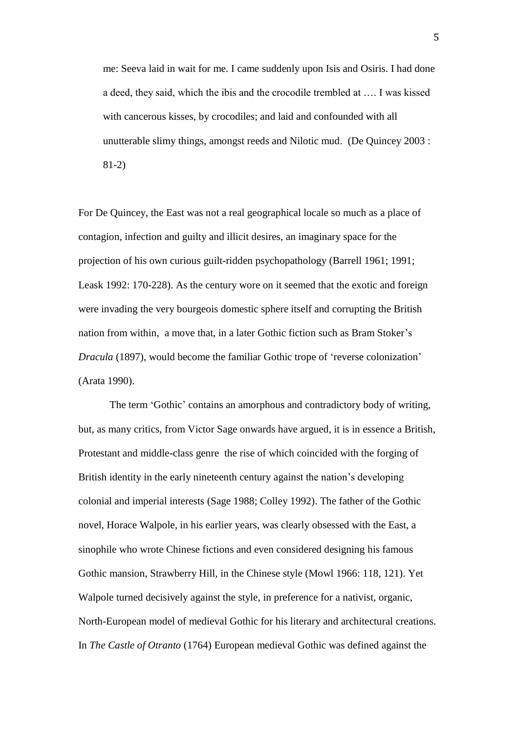> me: Seeva laid in wait for me. I came suddenly upon Isis and Osiris. I had done a deed, they said, which the ibis and the crocodile trembled at …. I was kissed with cancerous kisses, by crocodiles; and laid and confounded with all unutterable slimy things, amongst reeds and Nilotic mud. (De Quincey 2003 : 81-2)

For De Quincey, the East was not a real geographical locale so much as a place of contagion, infection and guilty and illicit desires, an imaginary space for the projection of his own curious guilt-ridden psychopathology (Barrell 1961; 1991; Leask 1992: 170-228). As the century wore on it seemed that the exotic and foreign were invading the very bourgeois domestic sphere itself and corrupting the British nation from within, a move that, in a later Gothic fiction such as Bram Stoker's *Dracula* (1897), would become the familiar Gothic trope of 'reverse colonization' (Arata 1990).

The term 'Gothic' contains an amorphous and contradictory body of writing, but, as many critics, from Victor Sage onwards have argued, it is in essence a British, Protestant and middle-class genre the rise of which coincided with the forging of British identity in the early nineteenth century against the nation's developing colonial and imperial interests (Sage 1988; Colley 1992). The father of the Gothic novel, Horace Walpole, in his earlier years, was clearly obsessed with the East, a sinophile who wrote Chinese fictions and even considered designing his famous Gothic mansion, Strawberry Hill, in the Chinese style (Mowl 1966: 118, 121). Yet Walpole turned decisively against the style, in preference for a nativist, organic, North-European model of medieval Gothic for his literary and architectural creations. In *The Castle of Otranto* (1764) European medieval Gothic was defined against the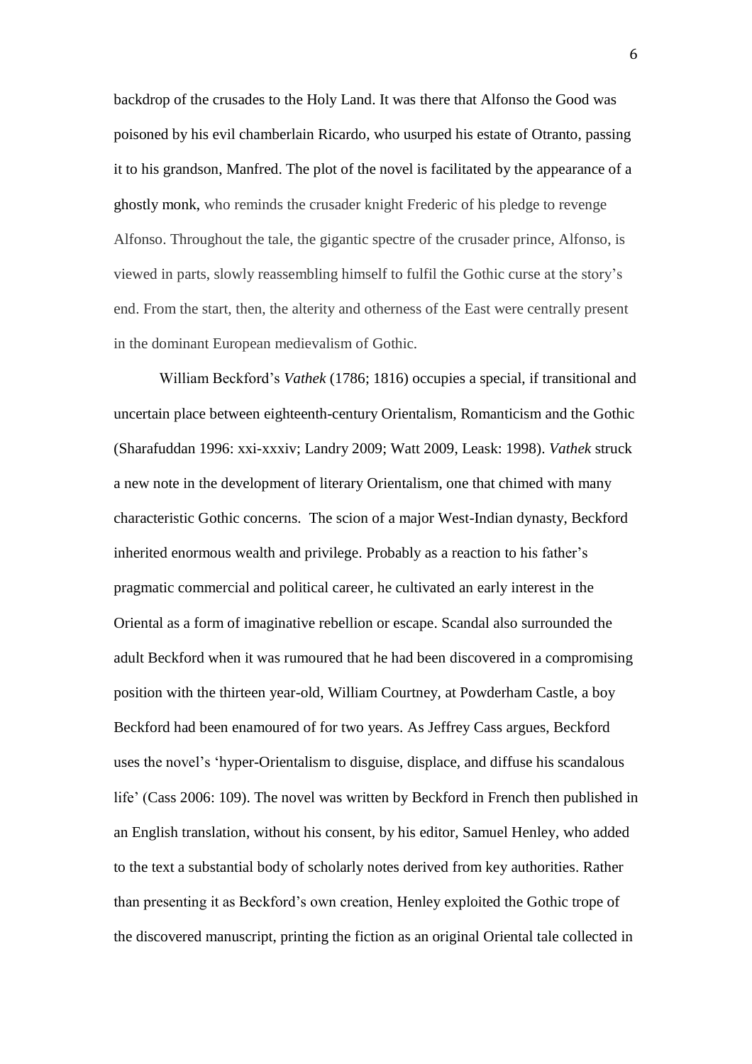backdrop of the crusades to the Holy Land. It was there that Alfonso the Good was poisoned by his evil chamberlain Ricardo, who usurped his estate of Otranto, passing it to his grandson, Manfred. The plot of the novel is facilitated by the appearance of a ghostly monk, who reminds the crusader knight Frederic of his pledge to revenge Alfonso. Throughout the tale, the gigantic spectre of the crusader prince, Alfonso, is viewed in parts, slowly reassembling himself to fulfil the Gothic curse at the story's end. From the start, then, the alterity and otherness of the East were centrally present in the dominant European medievalism of Gothic.

William Beckford's *Vathek* (1786; 1816) occupies a special, if transitional and uncertain place between eighteenth-century Orientalism, Romanticism and the Gothic (Sharafuddan 1996: xxi-xxxiv; Landry 2009; Watt 2009, Leask: 1998). *Vathek* struck a new note in the development of literary Orientalism, one that chimed with many characteristic Gothic concerns. The scion of a major West-Indian dynasty, Beckford inherited enormous wealth and privilege. Probably as a reaction to his father's pragmatic commercial and political career, he cultivated an early interest in the Oriental as a form of imaginative rebellion or escape. Scandal also surrounded the adult Beckford when it was rumoured that he had been discovered in a compromising position with the thirteen year-old, William Courtney, at Powderham Castle, a boy Beckford had been enamoured of for two years. As Jeffrey Cass argues, Beckford uses the novel's 'hyper-Orientalism to disguise, displace, and diffuse his scandalous life' (Cass 2006: 109). The novel was written by Beckford in French then published in an English translation, without his consent, by his editor, Samuel Henley, who added to the text a substantial body of scholarly notes derived from key authorities. Rather than presenting it as Beckford's own creation, Henley exploited the Gothic trope of the discovered manuscript, printing the fiction as an original Oriental tale collected in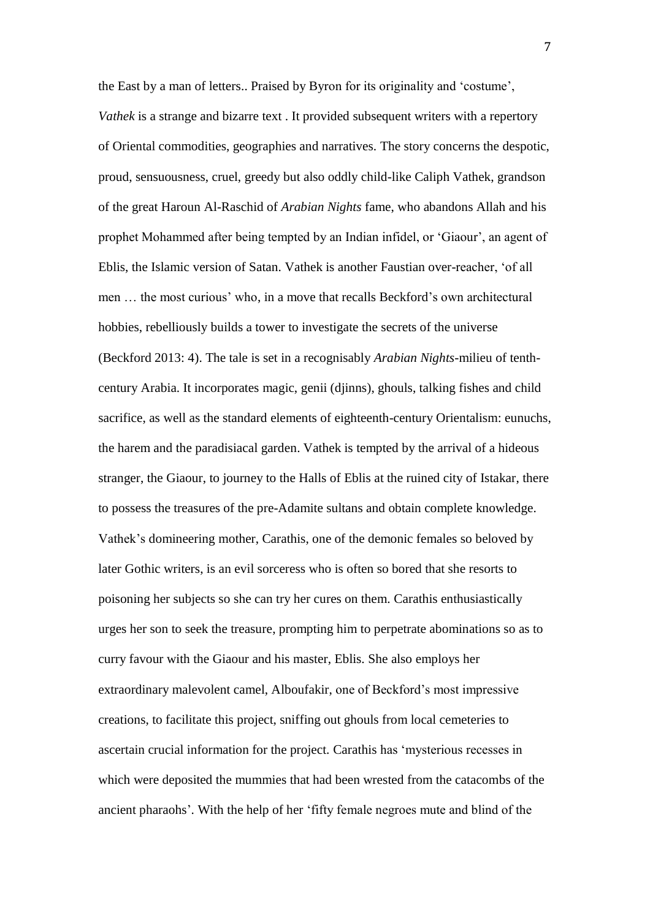the East by a man of letters.. Praised by Byron for its originality and 'costume', *Vathek* is a strange and bizarre text . It provided subsequent writers with a repertory of Oriental commodities, geographies and narratives. The story concerns the despotic, proud, sensuousness, cruel, greedy but also oddly child-like Caliph Vathek, grandson of the great Haroun Al-Raschid of *Arabian Nights* fame, who abandons Allah and his prophet Mohammed after being tempted by an Indian infidel, or 'Giaour', an agent of Eblis, the Islamic version of Satan. Vathek is another Faustian over-reacher, 'of all men … the most curious' who, in a move that recalls Beckford's own architectural hobbies, rebelliously builds a tower to investigate the secrets of the universe (Beckford 2013: 4). The tale is set in a recognisably *Arabian Nights*-milieu of tenth-century Arabia. It incorporates magic, genii (djinns), ghouls, talking fishes and child sacrifice, as well as the standard elements of eighteenth-century Orientalism: eunuchs, the harem and the paradisiacal garden. Vathek is tempted by the arrival of a hideous stranger, the Giaour, to journey to the Halls of Eblis at the ruined city of Istakar, there to possess the treasures of the pre-Adamite sultans and obtain complete knowledge. Vathek's domineering mother, Carathis, one of the demonic females so beloved by later Gothic writers, is an evil sorceress who is often so bored that she resorts to poisoning her subjects so she can try her cures on them. Carathis enthusiastically urges her son to seek the treasure, prompting him to perpetrate abominations so as to curry favour with the Giaour and his master, Eblis. She also employs her extraordinary malevolent camel, Alboufakir, one of Beckford's most impressive creations, to facilitate this project, sniffing out ghouls from local cemeteries to ascertain crucial information for the project. Carathis has 'mysterious recesses in which were deposited the mummies that had been wrested from the catacombs of the ancient pharaohs'. With the help of her 'fifty female negroes mute and blind of the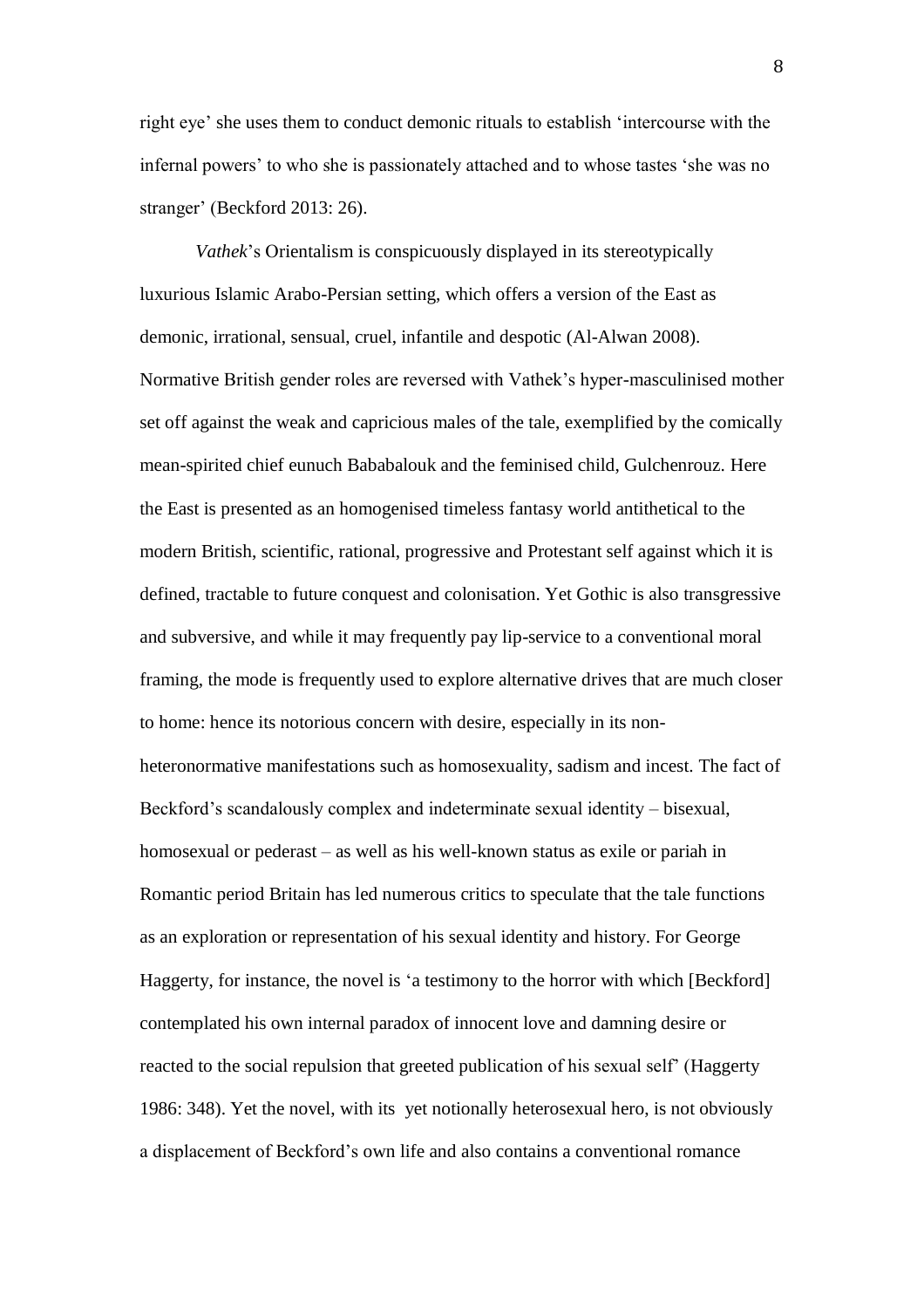right eye' she uses them to conduct demonic rituals to establish 'intercourse with the infernal powers' to who she is passionately attached and to whose tastes 'she was no stranger' (Beckford 2013: 26).

*Vathek*'s Orientalism is conspicuously displayed in its stereotypically luxurious Islamic Arabo-Persian setting, which offers a version of the East as demonic, irrational, sensual, cruel, infantile and despotic (Al-Alwan 2008). Normative British gender roles are reversed with Vathek's hyper-masculinised mother set off against the weak and capricious males of the tale, exemplified by the comically mean-spirited chief eunuch Bababalouk and the feminised child, Gulchenrouz. Here the East is presented as an homogenised timeless fantasy world antithetical to the modern British, scientific, rational, progressive and Protestant self against which it is defined, tractable to future conquest and colonisation. Yet Gothic is also transgressive and subversive, and while it may frequently pay lip-service to a conventional moral framing, the mode is frequently used to explore alternative drives that are much closer to home: hence its notorious concern with desire, especially in its non-heteronormative manifestations such as homosexuality, sadism and incest. The fact of Beckford's scandalously complex and indeterminate sexual identity – bisexual, homosexual or pederast – as well as his well-known status as exile or pariah in Romantic period Britain has led numerous critics to speculate that the tale functions as an exploration or representation of his sexual identity and history. For George Haggerty, for instance, the novel is 'a testimony to the horror with which [Beckford] contemplated his own internal paradox of innocent love and damning desire or reacted to the social repulsion that greeted publication of his sexual self' (Haggerty 1986: 348). Yet the novel, with its yet notionally heterosexual hero, is not obviously a displacement of Beckford's own life and also contains a conventional romance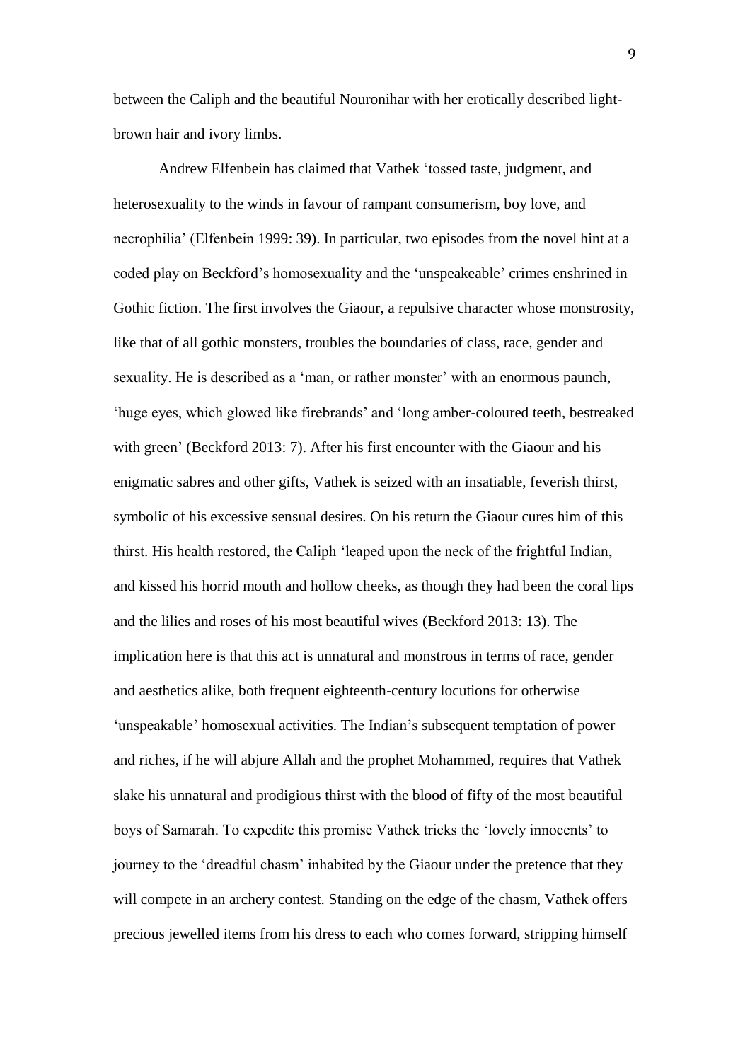between the Caliph and the beautiful Nouronihar with her erotically described light-brown hair and ivory limbs.

Andrew Elfenbein has claimed that Vathek 'tossed taste, judgment, and heterosexuality to the winds in favour of rampant consumerism, boy love, and necrophilia' (Elfenbein 1999: 39). In particular, two episodes from the novel hint at a coded play on Beckford's homosexuality and the 'unspeakeable' crimes enshrined in Gothic fiction. The first involves the Giaour, a repulsive character whose monstrosity, like that of all gothic monsters, troubles the boundaries of class, race, gender and sexuality. He is described as a 'man, or rather monster' with an enormous paunch, 'huge eyes, which glowed like firebrands' and 'long amber-coloured teeth, bestreaked with green' (Beckford 2013: 7). After his first encounter with the Giaour and his enigmatic sabres and other gifts, Vathek is seized with an insatiable, feverish thirst, symbolic of his excessive sensual desires. On his return the Giaour cures him of this thirst. His health restored, the Caliph 'leaped upon the neck of the frightful Indian, and kissed his horrid mouth and hollow cheeks, as though they had been the coral lips and the lilies and roses of his most beautiful wives (Beckford 2013: 13). The implication here is that this act is unnatural and monstrous in terms of race, gender and aesthetics alike, both frequent eighteenth-century locutions for otherwise 'unspeakable' homosexual activities. The Indian's subsequent temptation of power and riches, if he will abjure Allah and the prophet Mohammed, requires that Vathek slake his unnatural and prodigious thirst with the blood of fifty of the most beautiful boys of Samarah. To expedite this promise Vathek tricks the 'lovely innocents' to journey to the 'dreadful chasm' inhabited by the Giaour under the pretence that they will compete in an archery contest. Standing on the edge of the chasm, Vathek offers precious jewelled items from his dress to each who comes forward, stripping himself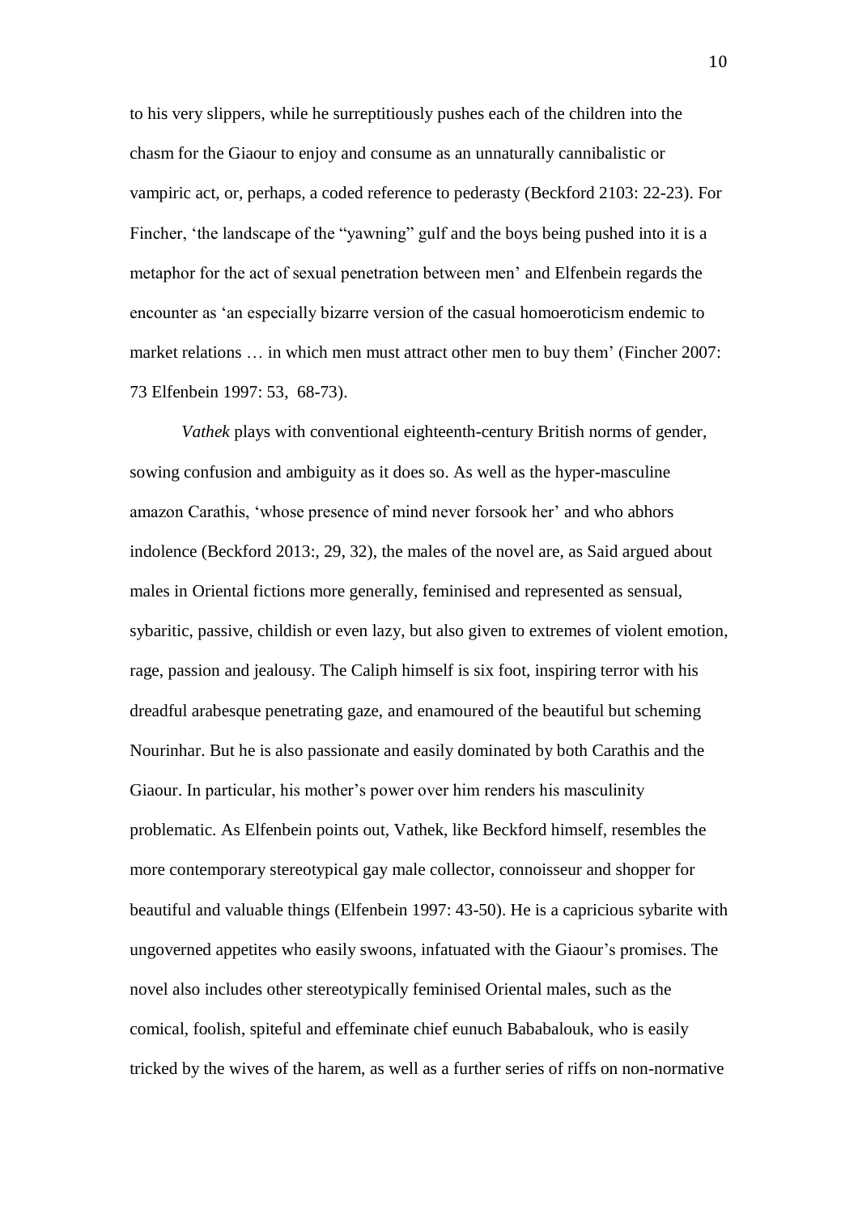to his very slippers, while he surreptitiously pushes each of the children into the chasm for the Giaour to enjoy and consume as an unnaturally cannibalistic or vampiric act, or, perhaps, a coded reference to pederasty (Beckford 2103: 22-23). For Fincher, 'the landscape of the "yawning" gulf and the boys being pushed into it is a metaphor for the act of sexual penetration between men' and Elfenbein regards the encounter as 'an especially bizarre version of the casual homoeroticism endemic to market relations … in which men must attract other men to buy them' (Fincher 2007: 73 Elfenbein 1997: 53, 68-73).

*Vathek* plays with conventional eighteenth-century British norms of gender, sowing confusion and ambiguity as it does so. As well as the hyper-masculine amazon Carathis, 'whose presence of mind never forsook her' and who abhors indolence (Beckford 2013:, 29, 32), the males of the novel are, as Said argued about males in Oriental fictions more generally, feminised and represented as sensual, sybaritic, passive, childish or even lazy, but also given to extremes of violent emotion, rage, passion and jealousy. The Caliph himself is six foot, inspiring terror with his dreadful arabesque penetrating gaze, and enamoured of the beautiful but scheming Nourinhar. But he is also passionate and easily dominated by both Carathis and the Giaour. In particular, his mother's power over him renders his masculinity problematic. As Elfenbein points out, Vathek, like Beckford himself, resembles the more contemporary stereotypical gay male collector, connoisseur and shopper for beautiful and valuable things (Elfenbein 1997: 43-50). He is a capricious sybarite with ungoverned appetites who easily swoons, infatuated with the Giaour's promises. The novel also includes other stereotypically feminised Oriental males, such as the comical, foolish, spiteful and effeminate chief eunuch Bababalouk, who is easily tricked by the wives of the harem, as well as a further series of riffs on non-normative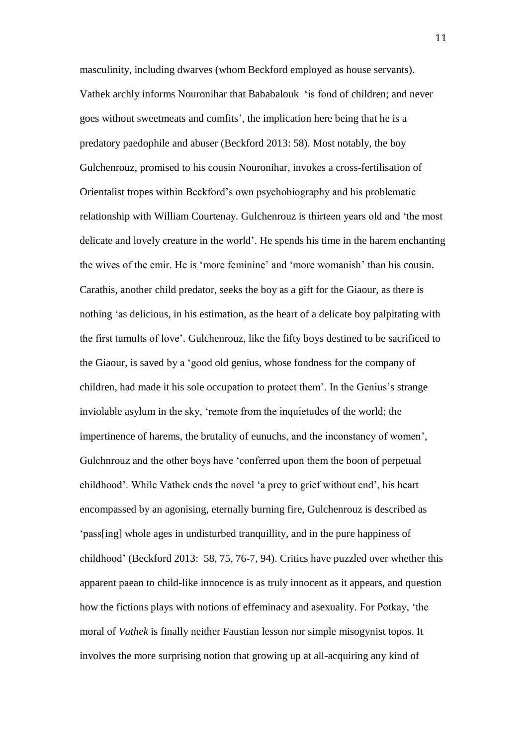masculinity, including dwarves (whom Beckford employed as house servants). Vathek archly informs Nouronihar that Bababalouk 'is fond of children; and never goes without sweetmeats and comfits', the implication here being that he is a predatory paedophile and abuser (Beckford 2013: 58). Most notably, the boy Gulchenrouz, promised to his cousin Nouronihar, invokes a cross-fertilisation of Orientalist tropes within Beckford's own psychobiography and his problematic relationship with William Courtenay. Gulchenrouz is thirteen years old and 'the most delicate and lovely creature in the world'. He spends his time in the harem enchanting the wives of the emir. He is 'more feminine' and 'more womanish' than his cousin. Carathis, another child predator, seeks the boy as a gift for the Giaour, as there is nothing 'as delicious, in his estimation, as the heart of a delicate boy palpitating with the first tumults of love'. Gulchenrouz, like the fifty boys destined to be sacrificed to the Giaour, is saved by a 'good old genius, whose fondness for the company of children, had made it his sole occupation to protect them'. In the Genius's strange inviolable asylum in the sky, 'remote from the inquietudes of the world; the impertinence of harems, the brutality of eunuchs, and the inconstancy of women', Gulchnrouz and the other boys have 'conferred upon them the boon of perpetual childhood'. While Vathek ends the novel 'a prey to grief without end', his heart encompassed by an agonising, eternally burning fire, Gulchenrouz is described as 'pass[ing] whole ages in undisturbed tranquillity, and in the pure happiness of childhood' (Beckford 2013: 58, 75, 76-7, 94). Critics have puzzled over whether this apparent paean to child-like innocence is as truly innocent as it appears, and question how the fictions plays with notions of effeminacy and asexuality. For Potkay, 'the moral of *Vathek* is finally neither Faustian lesson nor simple misogynist topos. It involves the more surprising notion that growing up at all-acquiring any kind of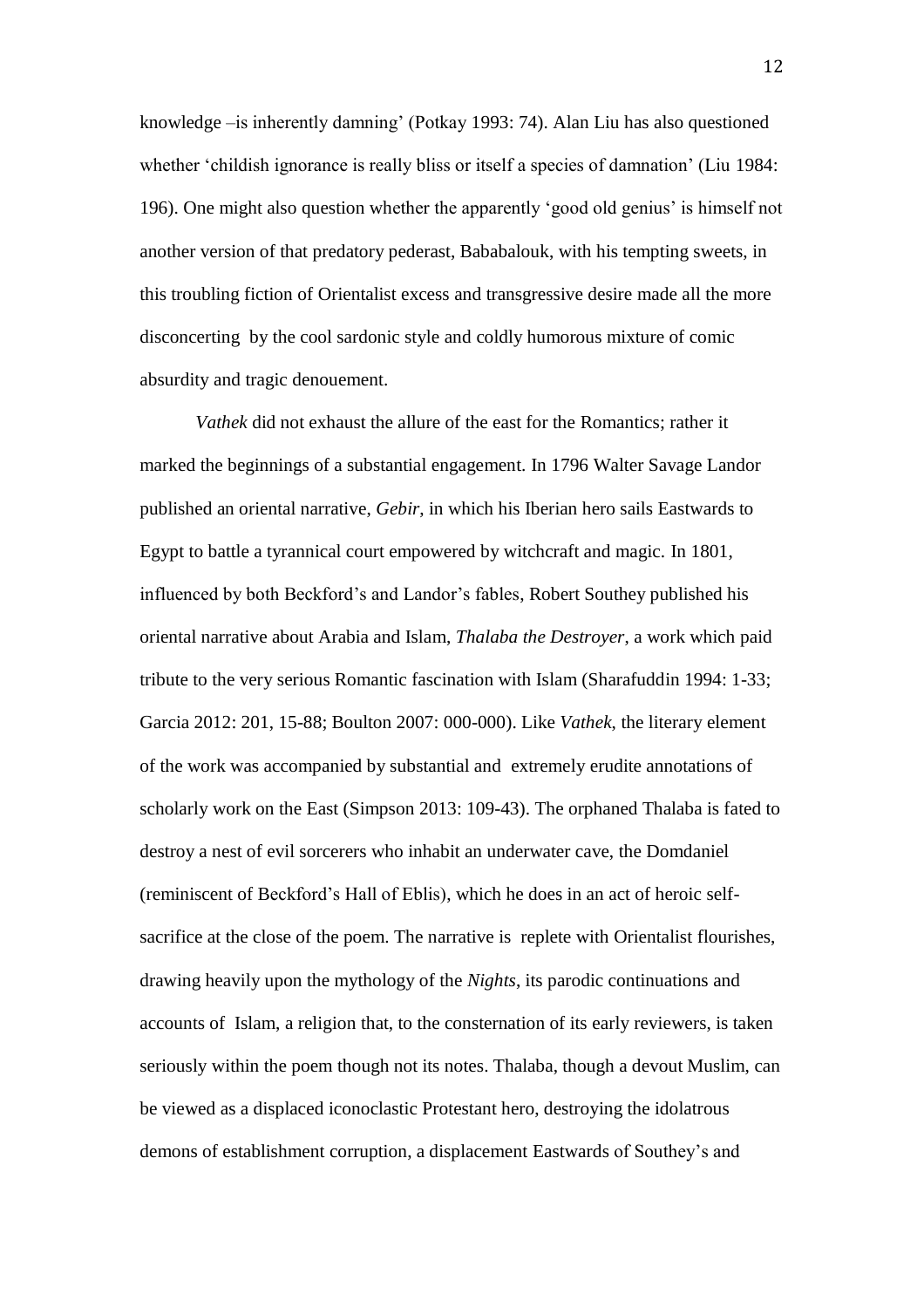knowledge –is inherently damning' (Potkay 1993: 74). Alan Liu has also questioned whether 'childish ignorance is really bliss or itself a species of damnation' (Liu 1984: 196). One might also question whether the apparently 'good old genius' is himself not another version of that predatory pederast, Bababalouk, with his tempting sweets, in this troubling fiction of Orientalist excess and transgressive desire made all the more disconcerting by the cool sardonic style and coldly humorous mixture of comic absurdity and tragic denouement.

*Vathek* did not exhaust the allure of the east for the Romantics; rather it marked the beginnings of a substantial engagement. In 1796 Walter Savage Landor published an oriental narrative, *Gebir*, in which his Iberian hero sails Eastwards to Egypt to battle a tyrannical court empowered by witchcraft and magic. In 1801, influenced by both Beckford's and Landor's fables, Robert Southey published his oriental narrative about Arabia and Islam, *Thalaba the Destroyer*, a work which paid tribute to the very serious Romantic fascination with Islam (Sharafuddin 1994: 1-33; Garcia 2012: 201, 15-88; Boulton 2007: 000-000). Like *Vathek*, the literary element of the work was accompanied by substantial and extremely erudite annotations of scholarly work on the East (Simpson 2013: 109-43). The orphaned Thalaba is fated to destroy a nest of evil sorcerers who inhabit an underwater cave, the Domdaniel (reminiscent of Beckford's Hall of Eblis), which he does in an act of heroic self-sacrifice at the close of the poem. The narrative is replete with Orientalist flourishes, drawing heavily upon the mythology of the *Nights*, its parodic continuations and accounts of Islam, a religion that, to the consternation of its early reviewers, is taken seriously within the poem though not its notes. Thalaba, though a devout Muslim, can be viewed as a displaced iconoclastic Protestant hero, destroying the idolatrous demons of establishment corruption, a displacement Eastwards of Southey's and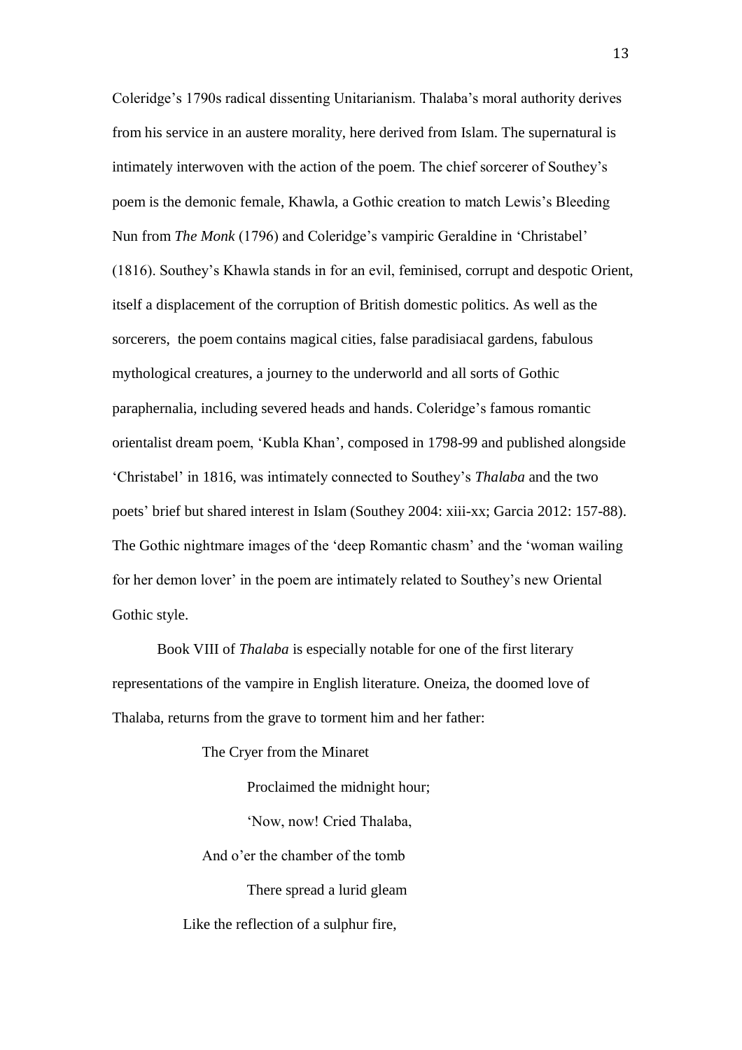Coleridge's 1790s radical dissenting Unitarianism. Thalaba's moral authority derives from his service in an austere morality, here derived from Islam. The supernatural is intimately interwoven with the action of the poem. The chief sorcerer of Southey's poem is the demonic female, Khawla, a Gothic creation to match Lewis's Bleeding Nun from *The Monk* (1796) and Coleridge's vampiric Geraldine in 'Christabel' (1816). Southey's Khawla stands in for an evil, feminised, corrupt and despotic Orient, itself a displacement of the corruption of British domestic politics. As well as the sorcerers, the poem contains magical cities, false paradisiacal gardens, fabulous mythological creatures, a journey to the underworld and all sorts of Gothic paraphernalia, including severed heads and hands. Coleridge's famous romantic orientalist dream poem, 'Kubla Khan', composed in 1798-99 and published alongside 'Christabel' in 1816, was intimately connected to Southey's *Thalaba* and the two poets' brief but shared interest in Islam (Southey 2004: xiii-xx; Garcia 2012: 157-88). The Gothic nightmare images of the 'deep Romantic chasm' and the 'woman wailing for her demon lover' in the poem are intimately related to Southey's new Oriental Gothic style.

Book VIII of *Thalaba* is especially notable for one of the first literary representations of the vampire in English literature. Oneiza, the doomed love of Thalaba, returns from the grave to torment him and her father:

> The Cryer from the Minaret
>
> Proclaimed the midnight hour;
>
> 'Now, now! Cried Thalaba,
>
> And o'er the chamber of the tomb
>
> There spread a lurid gleam
>
> Like the reflection of a sulphur fire,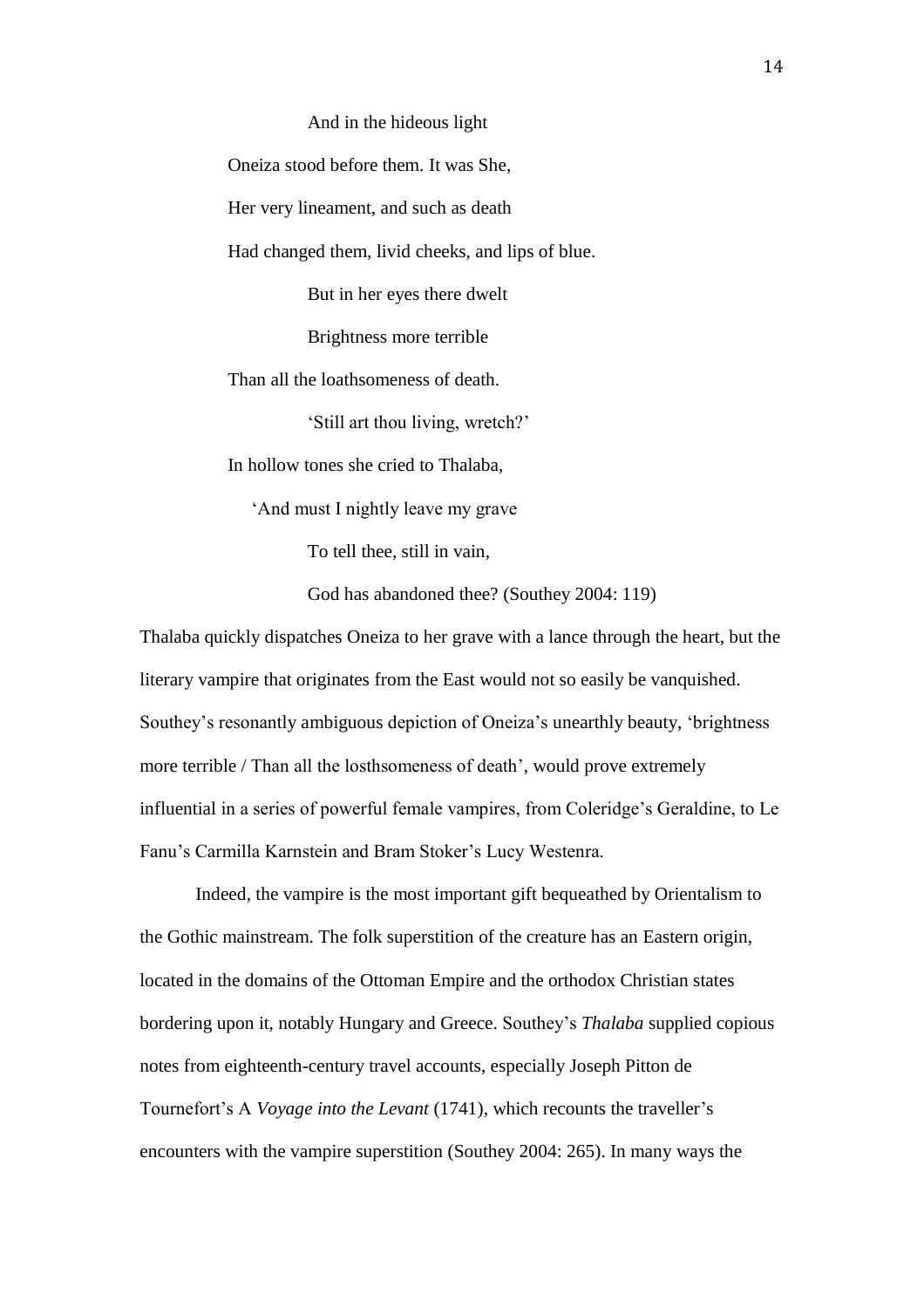And in the hideous light

Oneiza stood before them. It was She,

Her very lineament, and such as death

Had changed them, livid cheeks, and lips of blue.

But in her eyes there dwelt

Brightness more terrible

Than all the loathsomeness of death.

'Still art thou living, wretch?'

In hollow tones she cried to Thalaba,

'And must I nightly leave my grave

To tell thee, still in vain,

God has abandoned thee? (Southey 2004: 119)

Thalaba quickly dispatches Oneiza to her grave with a lance through the heart, but the literary vampire that originates from the East would not so easily be vanquished. Southey's resonantly ambiguous depiction of Oneiza's unearthly beauty, 'brightness more terrible / Than all the losthsomeness of death', would prove extremely influential in a series of powerful female vampires, from Coleridge's Geraldine, to Le Fanu's Carmilla Karnstein and Bram Stoker's Lucy Westenra.

Indeed, the vampire is the most important gift bequeathed by Orientalism to the Gothic mainstream. The folk superstition of the creature has an Eastern origin, located in the domains of the Ottoman Empire and the orthodox Christian states bordering upon it, notably Hungary and Greece. Southey's *Thalaba* supplied copious notes from eighteenth-century travel accounts, especially Joseph Pitton de Tournefort's A *Voyage into the Levant* (1741), which recounts the traveller's encounters with the vampire superstition (Southey 2004: 265). In many ways the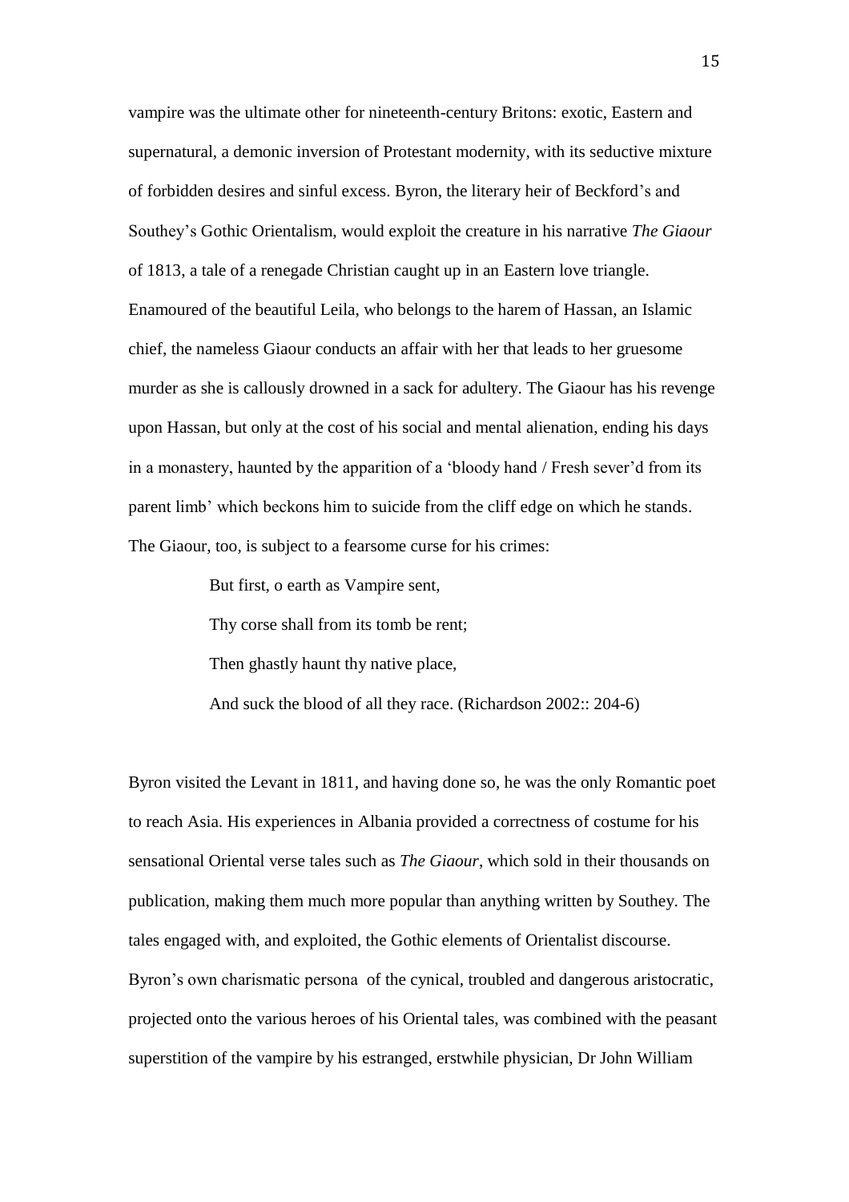vampire was the ultimate other for nineteenth-century Britons: exotic, Eastern and supernatural, a demonic inversion of Protestant modernity, with its seductive mixture of forbidden desires and sinful excess. Byron, the literary heir of Beckford's and Southey's Gothic Orientalism, would exploit the creature in his narrative *The Giaour* of 1813, a tale of a renegade Christian caught up in an Eastern love triangle. Enamoured of the beautiful Leila, who belongs to the harem of Hassan, an Islamic chief, the nameless Giaour conducts an affair with her that leads to her gruesome murder as she is callously drowned in a sack for adultery. The Giaour has his revenge upon Hassan, but only at the cost of his social and mental alienation, ending his days in a monastery, haunted by the apparition of a 'bloody hand / Fresh sever'd from its parent limb' which beckons him to suicide from the cliff edge on which he stands. The Giaour, too, is subject to a fearsome curse for his crimes:

> But first, o earth as Vampire sent,
>
> Thy corse shall from its tomb be rent;
>
> Then ghastly haunt thy native place,
>
> And suck the blood of all they race. (Richardson 2002:: 204-6)

Byron visited the Levant in 1811, and having done so, he was the only Romantic poet to reach Asia. His experiences in Albania provided a correctness of costume for his sensational Oriental verse tales such as *The Giaour*, which sold in their thousands on publication, making them much more popular than anything written by Southey. The tales engaged with, and exploited, the Gothic elements of Orientalist discourse. Byron's own charismatic persona of the cynical, troubled and dangerous aristocratic, projected onto the various heroes of his Oriental tales, was combined with the peasant superstition of the vampire by his estranged, erstwhile physician, Dr John William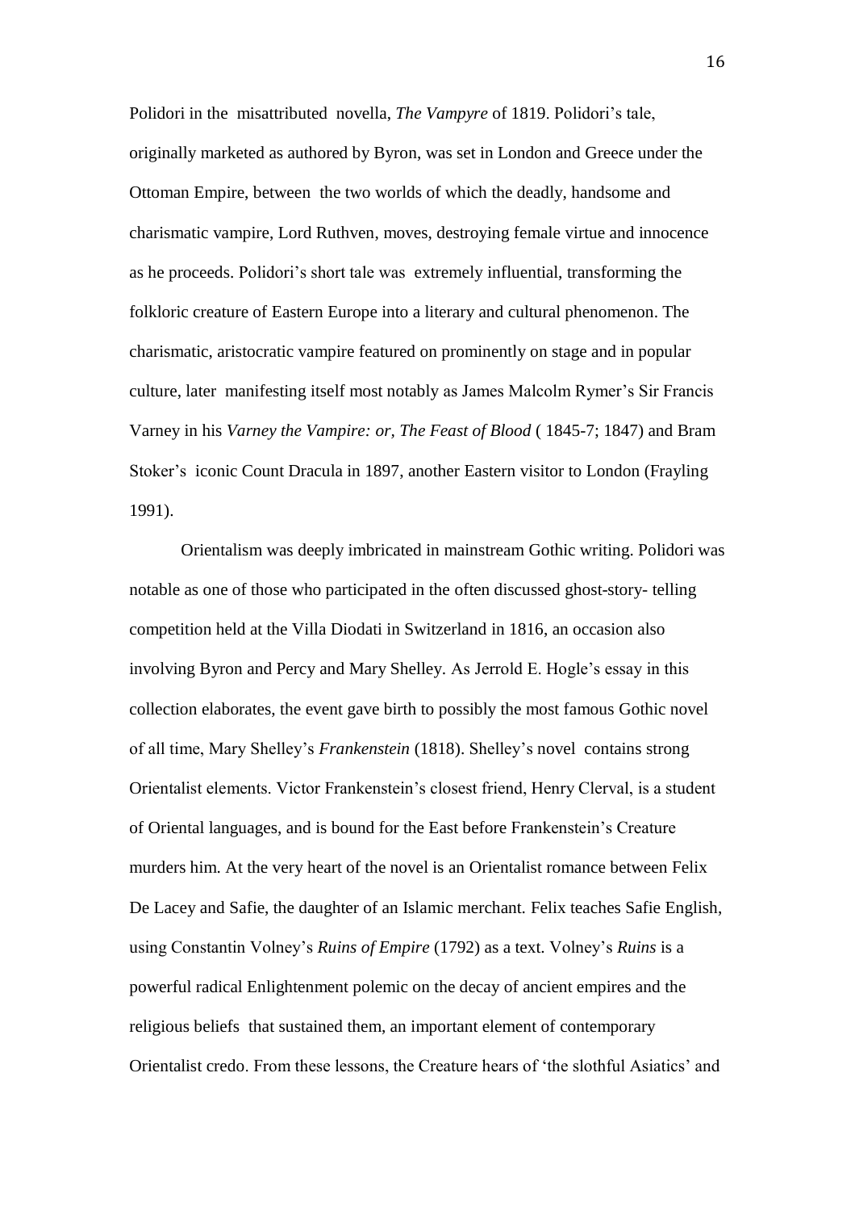Polidori in the misattributed novella, *The Vampyre* of 1819. Polidori's tale, originally marketed as authored by Byron, was set in London and Greece under the Ottoman Empire, between the two worlds of which the deadly, handsome and charismatic vampire, Lord Ruthven, moves, destroying female virtue and innocence as he proceeds. Polidori's short tale was extremely influential, transforming the folkloric creature of Eastern Europe into a literary and cultural phenomenon. The charismatic, aristocratic vampire featured on prominently on stage and in popular culture, later manifesting itself most notably as James Malcolm Rymer's Sir Francis Varney in his *Varney the Vampire: or, The Feast of Blood* ( 1845-7; 1847) and Bram Stoker's iconic Count Dracula in 1897, another Eastern visitor to London (Frayling 1991).

Orientalism was deeply imbricated in mainstream Gothic writing. Polidori was notable as one of those who participated in the often discussed ghost-story- telling competition held at the Villa Diodati in Switzerland in 1816, an occasion also involving Byron and Percy and Mary Shelley. As Jerrold E. Hogle's essay in this collection elaborates, the event gave birth to possibly the most famous Gothic novel of all time, Mary Shelley's *Frankenstein* (1818). Shelley's novel contains strong Orientalist elements. Victor Frankenstein's closest friend, Henry Clerval, is a student of Oriental languages, and is bound for the East before Frankenstein's Creature murders him. At the very heart of the novel is an Orientalist romance between Felix De Lacey and Safie, the daughter of an Islamic merchant. Felix teaches Safie English, using Constantin Volney's *Ruins of Empire* (1792) as a text. Volney's *Ruins* is a powerful radical Enlightenment polemic on the decay of ancient empires and the religious beliefs that sustained them, an important element of contemporary Orientalist credo. From these lessons, the Creature hears of 'the slothful Asiatics' and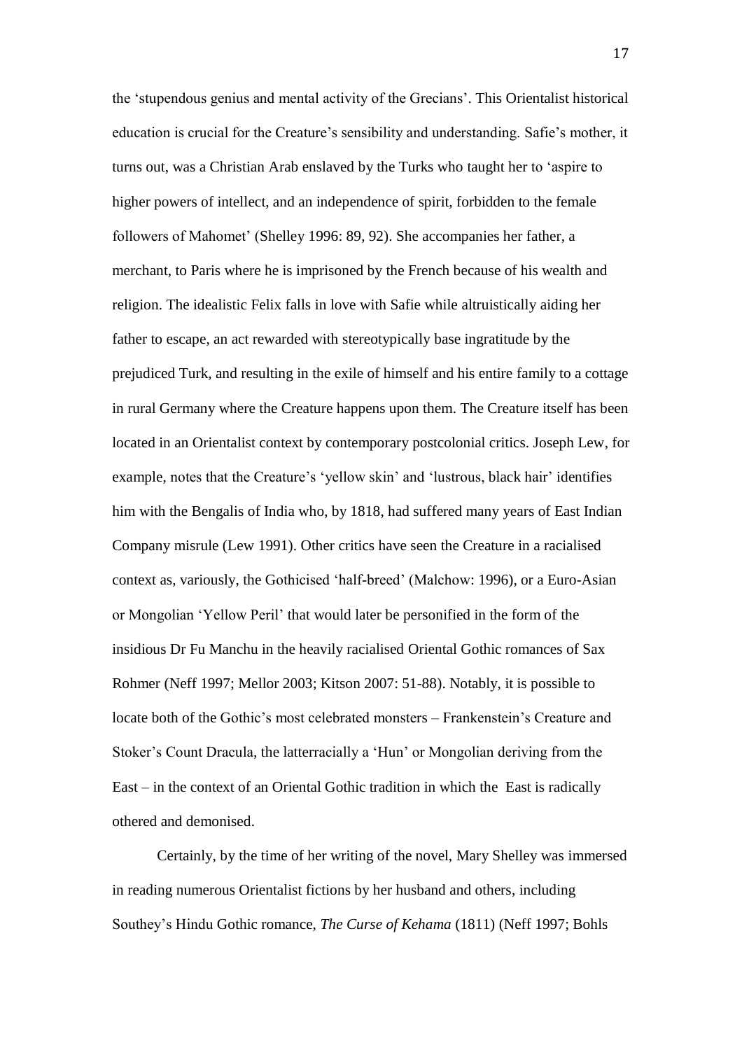the 'stupendous genius and mental activity of the Grecians'. This Orientalist historical education is crucial for the Creature's sensibility and understanding. Safie's mother, it turns out, was a Christian Arab enslaved by the Turks who taught her to 'aspire to higher powers of intellect, and an independence of spirit, forbidden to the female followers of Mahomet' (Shelley 1996: 89, 92). She accompanies her father, a merchant, to Paris where he is imprisoned by the French because of his wealth and religion. The idealistic Felix falls in love with Safie while altruistically aiding her father to escape, an act rewarded with stereotypically base ingratitude by the prejudiced Turk, and resulting in the exile of himself and his entire family to a cottage in rural Germany where the Creature happens upon them. The Creature itself has been located in an Orientalist context by contemporary postcolonial critics. Joseph Lew, for example, notes that the Creature's 'yellow skin' and 'lustrous, black hair' identifies him with the Bengalis of India who, by 1818, had suffered many years of East Indian Company misrule (Lew 1991). Other critics have seen the Creature in a racialised context as, variously, the Gothicised 'half-breed' (Malchow: 1996), or a Euro-Asian or Mongolian 'Yellow Peril' that would later be personified in the form of the insidious Dr Fu Manchu in the heavily racialised Oriental Gothic romances of Sax Rohmer (Neff 1997; Mellor 2003; Kitson 2007: 51-88). Notably, it is possible to locate both of the Gothic's most celebrated monsters – Frankenstein's Creature and Stoker's Count Dracula, the latterracially a 'Hun' or Mongolian deriving from the East – in the context of an Oriental Gothic tradition in which the East is radically othered and demonised.

Certainly, by the time of her writing of the novel, Mary Shelley was immersed in reading numerous Orientalist fictions by her husband and others, including Southey's Hindu Gothic romance, *The Curse of Kehama* (1811) (Neff 1997; Bohls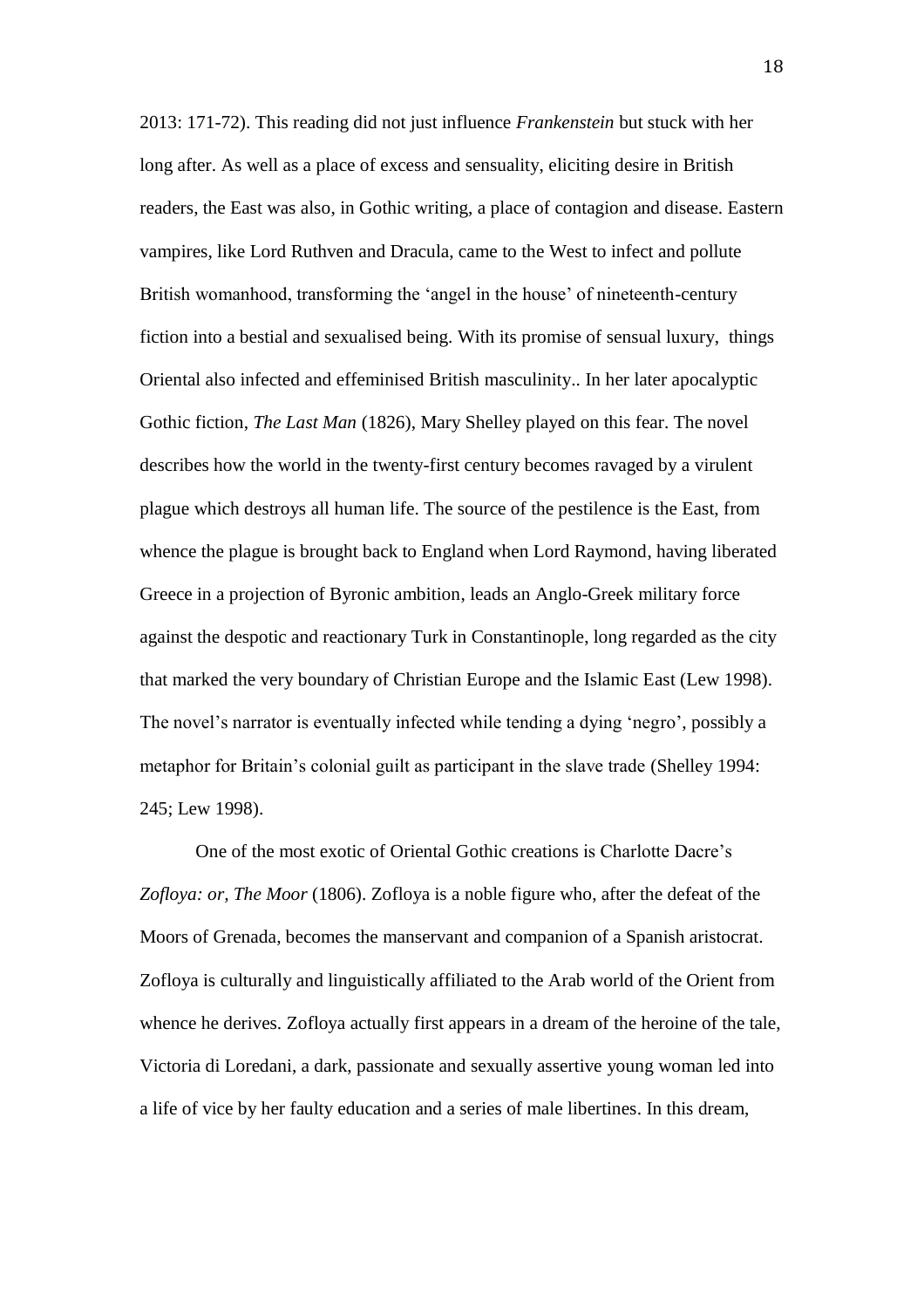2013: 171-72). This reading did not just influence *Frankenstein* but stuck with her long after. As well as a place of excess and sensuality, eliciting desire in British readers, the East was also, in Gothic writing, a place of contagion and disease. Eastern vampires, like Lord Ruthven and Dracula, came to the West to infect and pollute British womanhood, transforming the 'angel in the house' of nineteenth-century fiction into a bestial and sexualised being. With its promise of sensual luxury, things Oriental also infected and effeminised British masculinity.. In her later apocalyptic Gothic fiction, *The Last Man* (1826), Mary Shelley played on this fear. The novel describes how the world in the twenty-first century becomes ravaged by a virulent plague which destroys all human life. The source of the pestilence is the East, from whence the plague is brought back to England when Lord Raymond, having liberated Greece in a projection of Byronic ambition, leads an Anglo-Greek military force against the despotic and reactionary Turk in Constantinople, long regarded as the city that marked the very boundary of Christian Europe and the Islamic East (Lew 1998). The novel's narrator is eventually infected while tending a dying 'negro', possibly a metaphor for Britain's colonial guilt as participant in the slave trade (Shelley 1994: 245; Lew 1998).

One of the most exotic of Oriental Gothic creations is Charlotte Dacre's *Zofloya: or, The Moor* (1806). Zofloya is a noble figure who, after the defeat of the Moors of Grenada, becomes the manservant and companion of a Spanish aristocrat. Zofloya is culturally and linguistically affiliated to the Arab world of the Orient from whence he derives. Zofloya actually first appears in a dream of the heroine of the tale, Victoria di Loredani, a dark, passionate and sexually assertive young woman led into a life of vice by her faulty education and a series of male libertines. In this dream,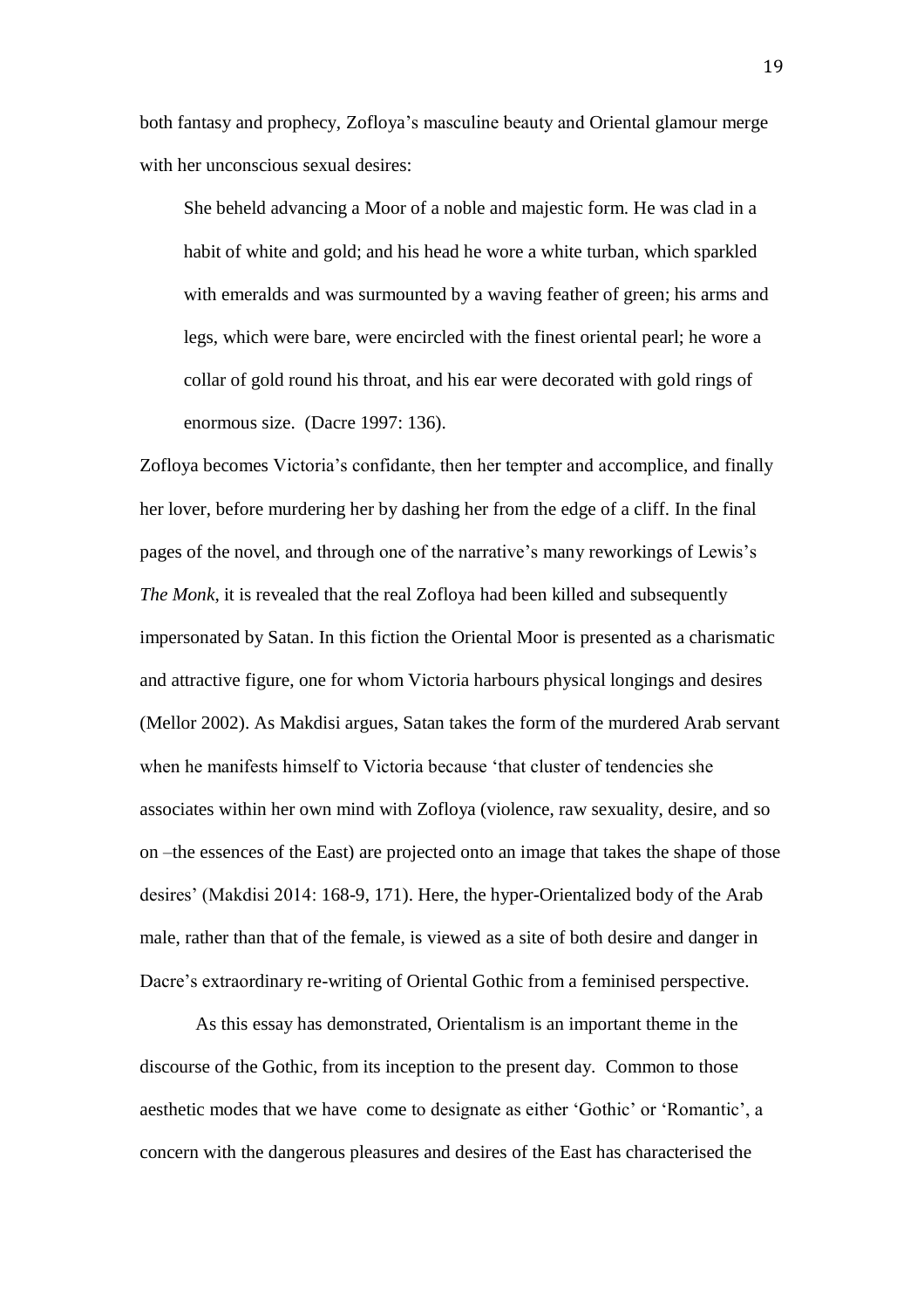both fantasy and prophecy, Zofloya's masculine beauty and Oriental glamour merge with her unconscious sexual desires:

> She beheld advancing a Moor of a noble and majestic form. He was clad in a habit of white and gold; and his head he wore a white turban, which sparkled with emeralds and was surmounted by a waving feather of green; his arms and legs, which were bare, were encircled with the finest oriental pearl; he wore a collar of gold round his throat, and his ear were decorated with gold rings of enormous size. (Dacre 1997: 136).

Zofloya becomes Victoria's confidante, then her tempter and accomplice, and finally her lover, before murdering her by dashing her from the edge of a cliff. In the final pages of the novel, and through one of the narrative's many reworkings of Lewis's *The Monk*, it is revealed that the real Zofloya had been killed and subsequently impersonated by Satan. In this fiction the Oriental Moor is presented as a charismatic and attractive figure, one for whom Victoria harbours physical longings and desires (Mellor 2002). As Makdisi argues, Satan takes the form of the murdered Arab servant when he manifests himself to Victoria because 'that cluster of tendencies she associates within her own mind with Zofloya (violence, raw sexuality, desire, and so on –the essences of the East) are projected onto an image that takes the shape of those desires' (Makdisi 2014: 168-9, 171). Here, the hyper-Orientalized body of the Arab male, rather than that of the female, is viewed as a site of both desire and danger in Dacre's extraordinary re-writing of Oriental Gothic from a feminised perspective.

As this essay has demonstrated, Orientalism is an important theme in the discourse of the Gothic, from its inception to the present day. Common to those aesthetic modes that we have come to designate as either 'Gothic' or 'Romantic', a concern with the dangerous pleasures and desires of the East has characterised the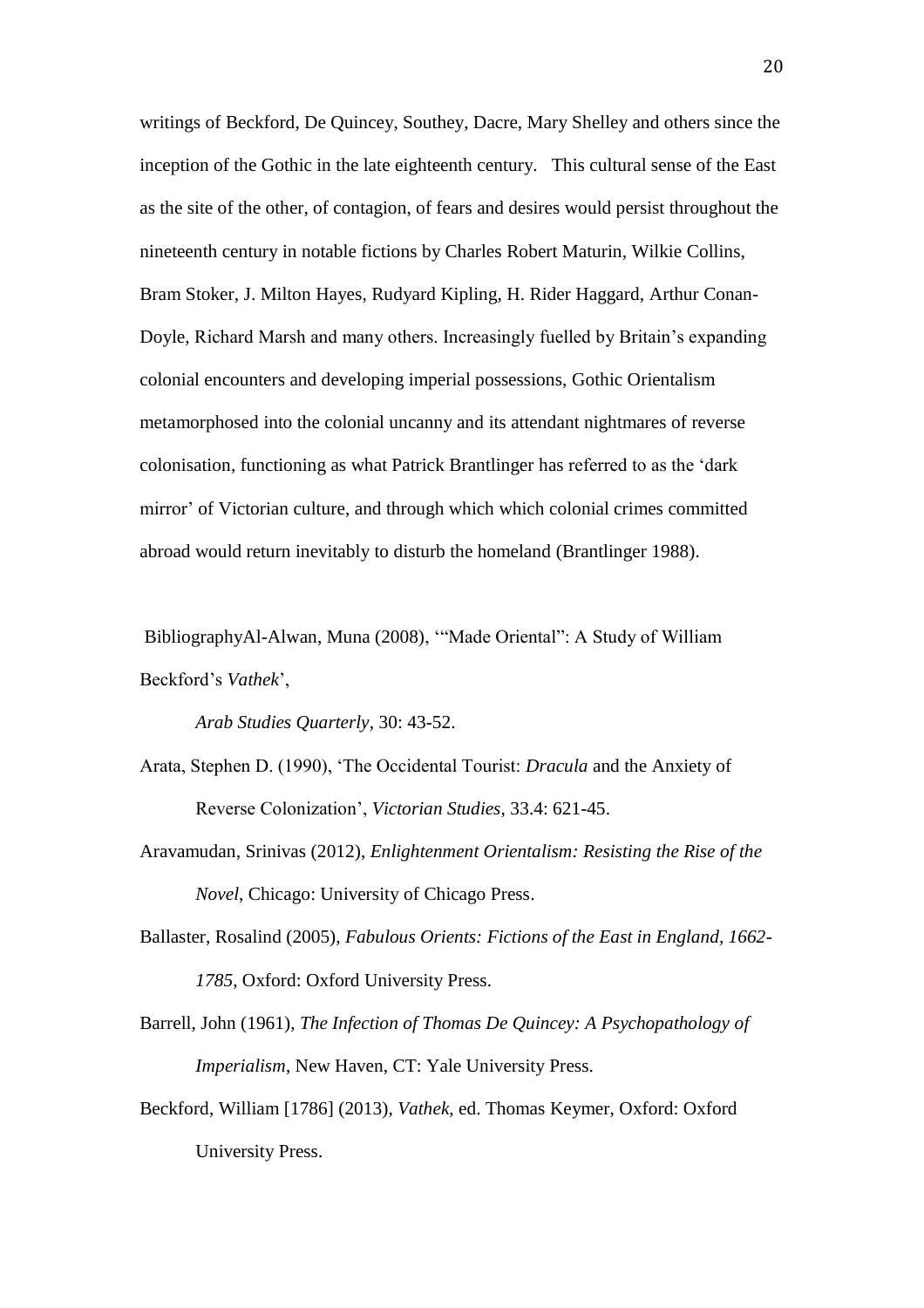writings of Beckford, De Quincey, Southey, Dacre, Mary Shelley and others since the inception of the Gothic in the late eighteenth century. This cultural sense of the East as the site of the other, of contagion, of fears and desires would persist throughout the nineteenth century in notable fictions by Charles Robert Maturin, Wilkie Collins, Bram Stoker, J. Milton Hayes, Rudyard Kipling, H. Rider Haggard, Arthur Conan-Doyle, Richard Marsh and many others. Increasingly fuelled by Britain's expanding colonial encounters and developing imperial possessions, Gothic Orientalism metamorphosed into the colonial uncanny and its attendant nightmares of reverse colonisation, functioning as what Patrick Brantlinger has referred to as the 'dark mirror' of Victorian culture, and through which which colonial crimes committed abroad would return inevitably to disturb the homeland (Brantlinger 1988).

BibliographyAl-Alwan, Muna (2008), '"Made Oriental": A Study of William Beckford's *Vathek*', *Arab Studies Quarterly*, 30: 43-52.

Arata, Stephen D. (1990), 'The Occidental Tourist: *Dracula* and the Anxiety of Reverse Colonization', *Victorian Studies*, 33.4: 621-45.

Aravamudan, Srinivas (2012), *Enlightenment Orientalism: Resisting the Rise of the Novel*, Chicago: University of Chicago Press.

Ballaster, Rosalind (2005), *Fabulous Orients: Fictions of the East in England, 1662-1785*, Oxford: Oxford University Press.

Barrell, John (1961), *The Infection of Thomas De Quincey: A Psychopathology of Imperialism*, New Haven, CT: Yale University Press.

Beckford, William [1786] (2013), *Vathek*, ed. Thomas Keymer, Oxford: Oxford University Press.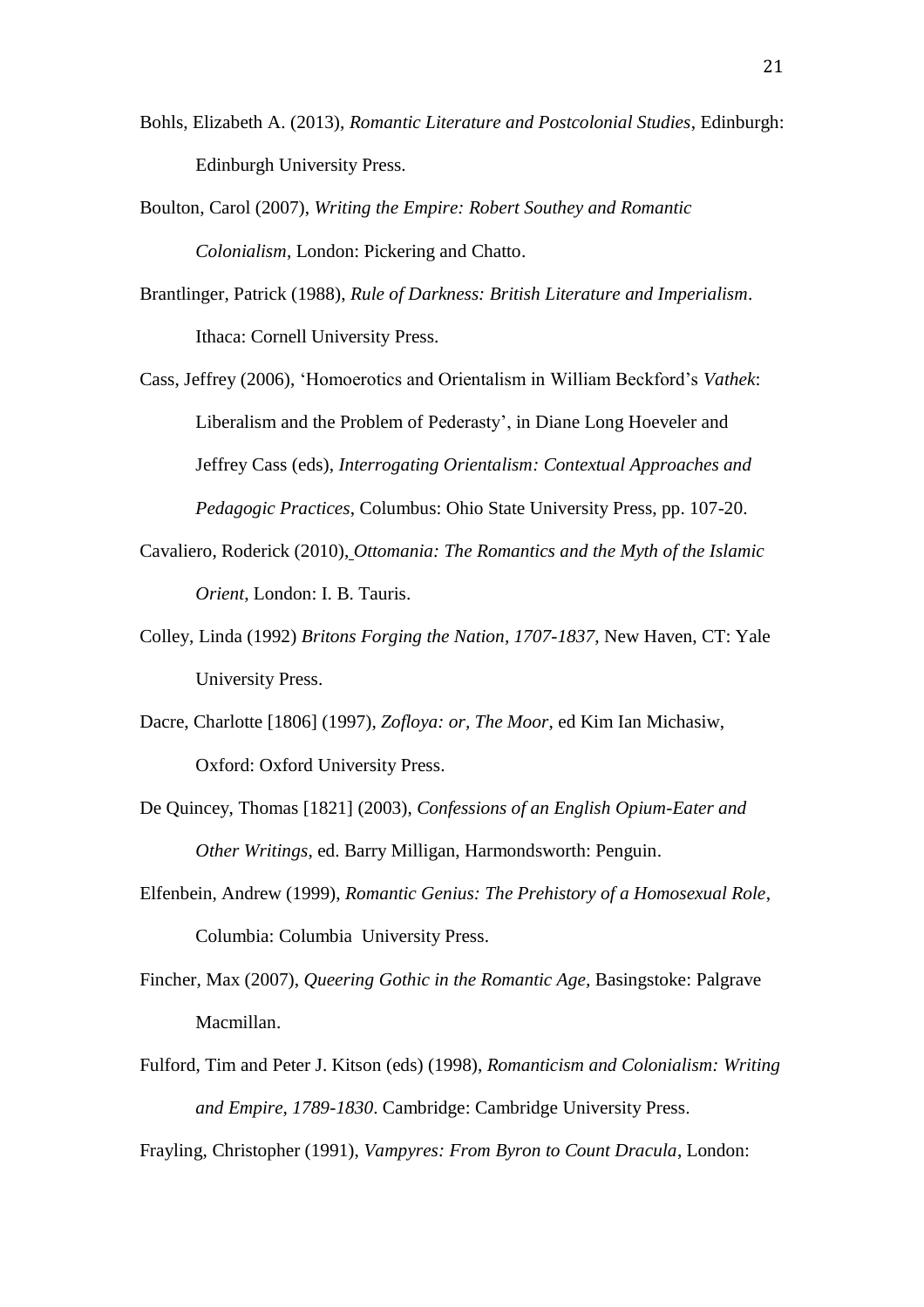Bohls, Elizabeth A. (2013), *Romantic Literature and Postcolonial Studies*, Edinburgh: Edinburgh University Press.

Boulton, Carol (2007), *Writing the Empire: Robert Southey and Romantic Colonialism*, London: Pickering and Chatto.

Brantlinger, Patrick (1988), *Rule of Darkness: British Literature and Imperialism*. Ithaca: Cornell University Press.

Cass, Jeffrey (2006), 'Homoerotics and Orientalism in William Beckford's *Vathek*: Liberalism and the Problem of Pederasty', in Diane Long Hoeveler and Jeffrey Cass (eds), *Interrogating Orientalism: Contextual Approaches and Pedagogic Practices*, Columbus: Ohio State University Press, pp. 107-20.

Cavaliero, Roderick (2010), *Ottomania: The Romantics and the Myth of the Islamic Orient*, London: I. B. Tauris.

Colley, Linda (1992) *Britons Forging the Nation, 1707-1837*, New Haven, CT: Yale University Press.

Dacre, Charlotte [1806] (1997), *Zofloya: or, The Moor*, ed Kim Ian Michasiw, Oxford: Oxford University Press.

De Quincey, Thomas [1821] (2003), *Confessions of an English Opium-Eater and Other Writings*, ed. Barry Milligan, Harmondsworth: Penguin.

Elfenbein, Andrew (1999), *Romantic Genius: The Prehistory of a Homosexual Role*, Columbia: Columbia University Press.

Fincher, Max (2007), *Queering Gothic in the Romantic Age*, Basingstoke: Palgrave Macmillan.

Fulford, Tim and Peter J. Kitson (eds) (1998), *Romanticism and Colonialism: Writing and Empire, 1789-1830*. Cambridge: Cambridge University Press.

Frayling, Christopher (1991), *Vampyres: From Byron to Count Dracula*, London: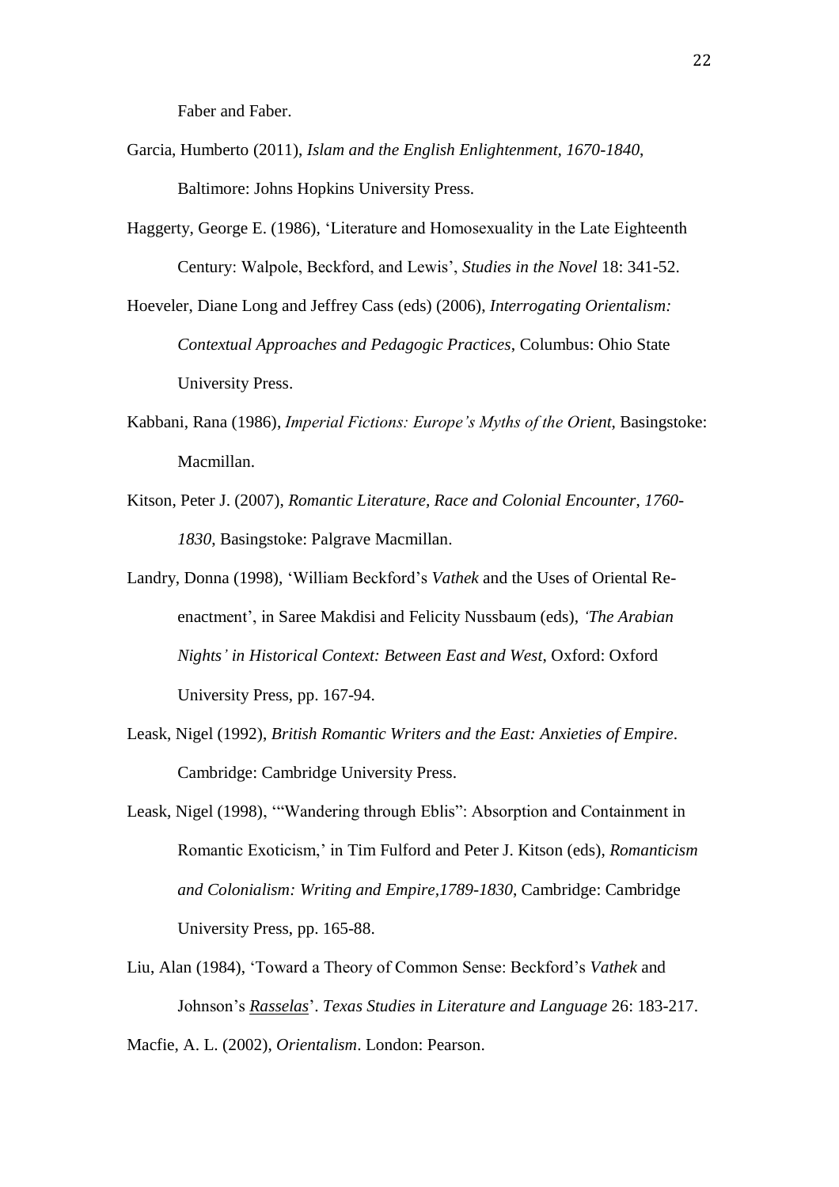Faber and Faber.

Garcia, Humberto (2011), *Islam and the English Enlightenment, 1670-1840*, Baltimore: Johns Hopkins University Press.

Haggerty, George E. (1986), 'Literature and Homosexuality in the Late Eighteenth Century: Walpole, Beckford, and Lewis', *Studies in the Novel* 18: 341-52.

Hoeveler, Diane Long and Jeffrey Cass (eds) (2006), *Interrogating Orientalism: Contextual Approaches and Pedagogic Practices*, Columbus: Ohio State University Press.

Kabbani, Rana (1986), *Imperial Fictions: Europe's Myths of the Orient*, Basingstoke: Macmillan.

Kitson, Peter J. (2007), *Romantic Literature, Race and Colonial Encounter, 1760-1830*, Basingstoke: Palgrave Macmillan.

Landry, Donna (1998), 'William Beckford's *Vathek* and the Uses of Oriental Re-enactment', in Saree Makdisi and Felicity Nussbaum (eds), *'The Arabian Nights' in Historical Context: Between East and West*, Oxford: Oxford University Press, pp. 167-94.

Leask, Nigel (1992), *British Romantic Writers and the East: Anxieties of Empire*. Cambridge: Cambridge University Press.

Leask, Nigel (1998), '"Wandering through Eblis": Absorption and Containment in Romantic Exoticism,' in Tim Fulford and Peter J. Kitson (eds), *Romanticism and Colonialism: Writing and Empire,1789-1830*, Cambridge: Cambridge University Press, pp. 165-88.

Liu, Alan (1984), 'Toward a Theory of Common Sense: Beckford's *Vathek* and Johnson's *Rasselas*'. *Texas Studies in Literature and Language* 26: 183-217.

Macfie, A. L. (2002), *Orientalism*. London: Pearson.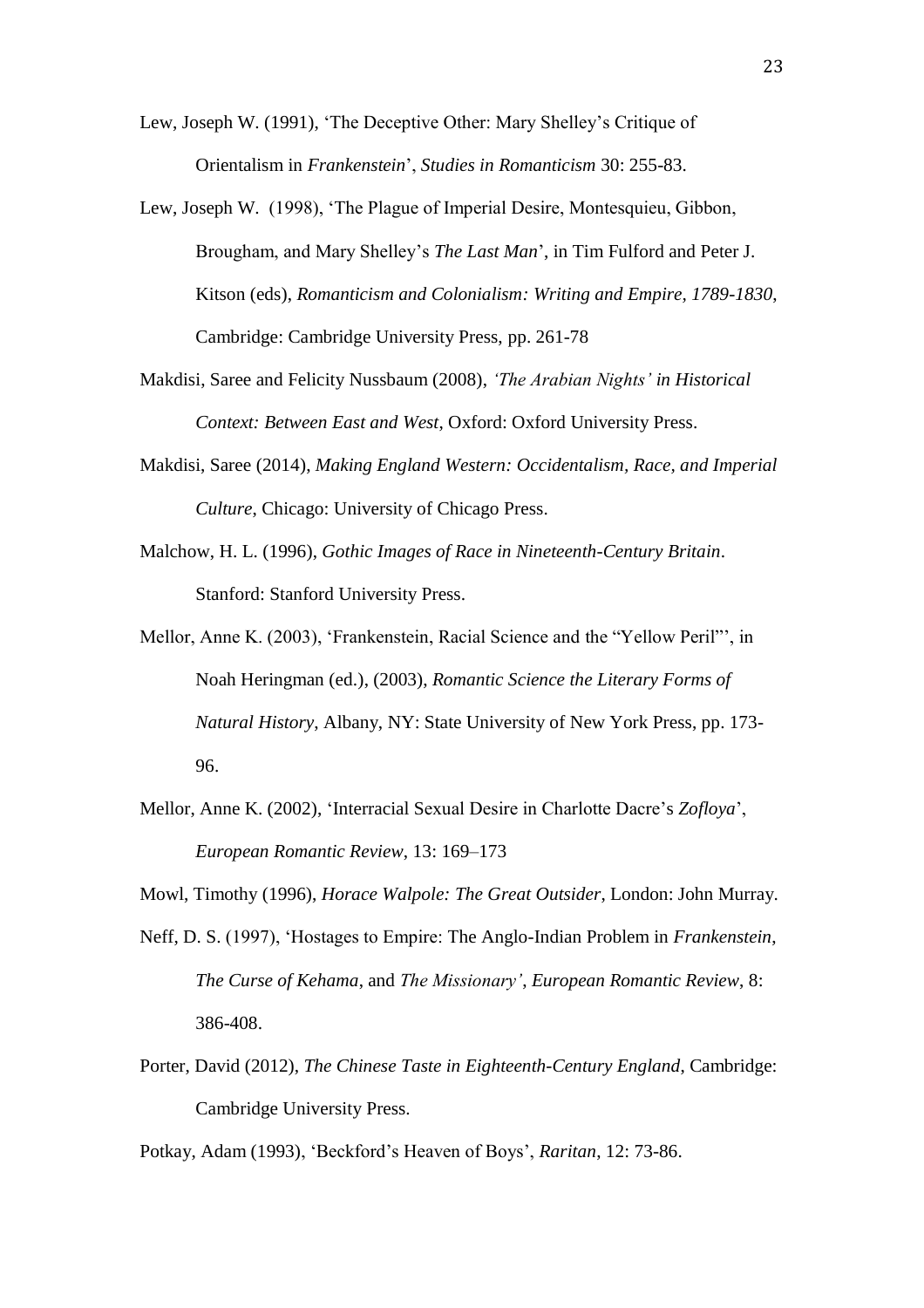Lew, Joseph W. (1991), 'The Deceptive Other: Mary Shelley's Critique of Orientalism in *Frankenstein*', *Studies in Romanticism* 30: 255-83.

Lew, Joseph W. (1998), 'The Plague of Imperial Desire, Montesquieu, Gibbon, Brougham, and Mary Shelley's *The Last Man*', in Tim Fulford and Peter J. Kitson (eds), *Romanticism and Colonialism: Writing and Empire, 1789-1830*, Cambridge: Cambridge University Press, pp. 261-78

Makdisi, Saree and Felicity Nussbaum (2008), *'The Arabian Nights' in Historical Context: Between East and West*, Oxford: Oxford University Press.

Makdisi, Saree (2014), *Making England Western: Occidentalism, Race, and Imperial Culture*, Chicago: University of Chicago Press.

Malchow, H. L. (1996), *Gothic Images of Race in Nineteenth-Century Britain*. Stanford: Stanford University Press.

Mellor, Anne K. (2003), 'Frankenstein, Racial Science and the "Yellow Peril"', in Noah Heringman (ed.), (2003), *Romantic Science the Literary Forms of Natural History*, Albany, NY: State University of New York Press, pp. 173-96.

Mellor, Anne K. (2002), 'Interracial Sexual Desire in Charlotte Dacre's *Zofloya*', *European Romantic Review*, 13: 169–173

Mowl, Timothy (1996), *Horace Walpole: The Great Outsider*, London: John Murray.

Neff, D. S. (1997), 'Hostages to Empire: The Anglo-Indian Problem in *Frankenstein*, *The Curse of Kehama*, and *The Missionary'*, *European Romantic Review*, 8: 386-408.

Porter, David (2012), *The Chinese Taste in Eighteenth-Century England*, Cambridge: Cambridge University Press.

Potkay, Adam (1993), 'Beckford's Heaven of Boys', *Raritan*, 12: 73-86.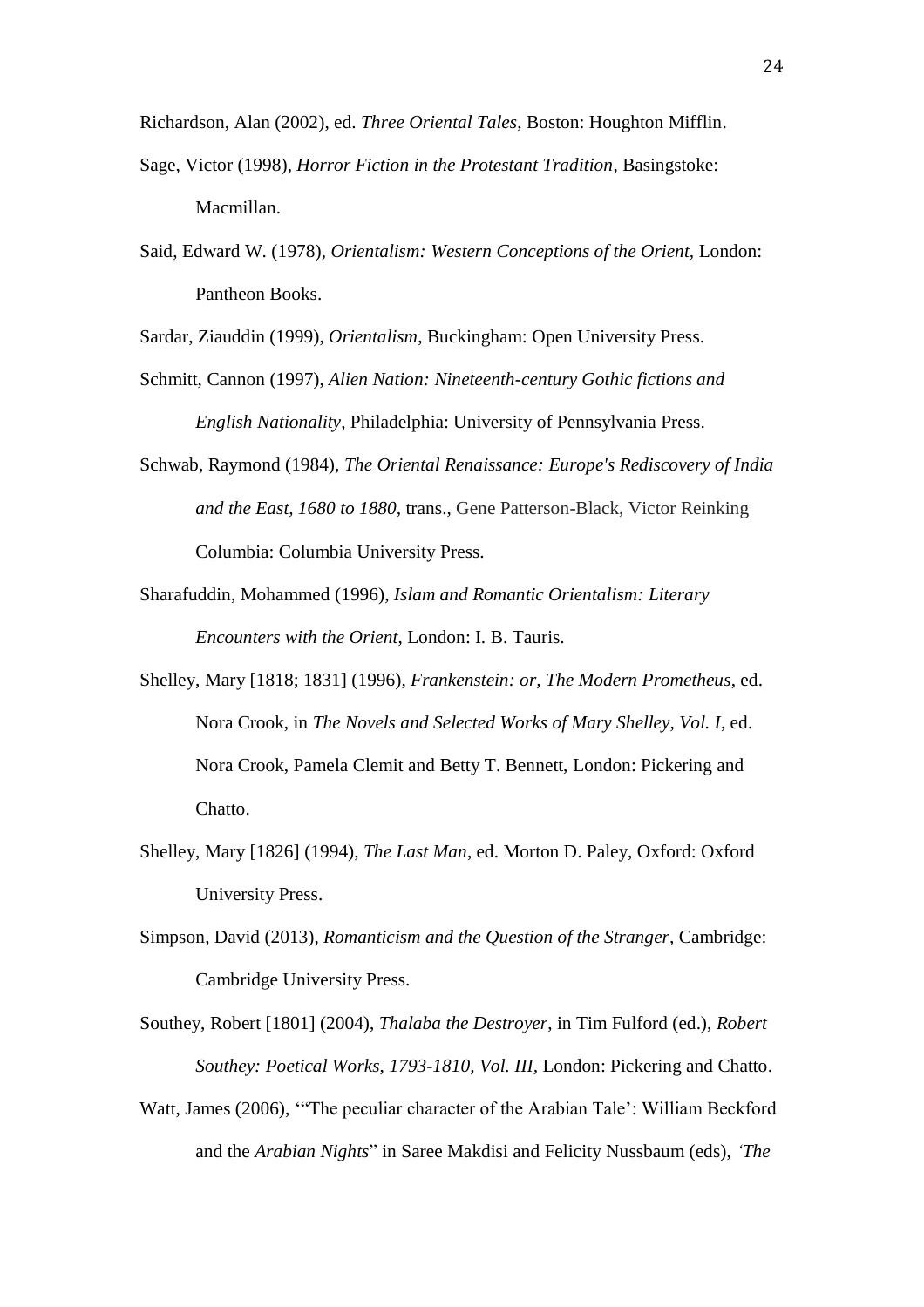Richardson, Alan (2002), ed. *Three Oriental Tales*, Boston: Houghton Mifflin.

Sage, Victor (1998), *Horror Fiction in the Protestant Tradition*, Basingstoke: Macmillan.

Said, Edward W. (1978), *Orientalism: Western Conceptions of the Orient*, London: Pantheon Books.

Sardar, Ziauddin (1999), *Orientalism*, Buckingham: Open University Press.

Schmitt, Cannon (1997), *Alien Nation: Nineteenth-century Gothic fictions and English Nationality*, Philadelphia: University of Pennsylvania Press.

Schwab, Raymond (1984), *The Oriental Renaissance: Europe's Rediscovery of India and the East, 1680 to 1880*, trans., Gene Patterson-Black, Victor Reinking Columbia: Columbia University Press.

Sharafuddin, Mohammed (1996), *Islam and Romantic Orientalism: Literary Encounters with the Orient*, London: I. B. Tauris.

Shelley, Mary [1818; 1831] (1996), *Frankenstein: or, The Modern Prometheus*, ed. Nora Crook, in *The Novels and Selected Works of Mary Shelley, Vol. I*, ed. Nora Crook, Pamela Clemit and Betty T. Bennett, London: Pickering and Chatto.

Shelley, Mary [1826] (1994), *The Last Man*, ed. Morton D. Paley, Oxford: Oxford University Press.

Simpson, David (2013), *Romanticism and the Question of the Stranger*, Cambridge: Cambridge University Press.

Southey, Robert [1801] (2004), *Thalaba the Destroyer*, in Tim Fulford (ed.), *Robert Southey: Poetical Works, 1793-1810, Vol. III*, London: Pickering and Chatto.

Watt, James (2006), '"The peculiar character of the Arabian Tale': William Beckford and the *Arabian Nights*" in Saree Makdisi and Felicity Nussbaum (eds), *'The*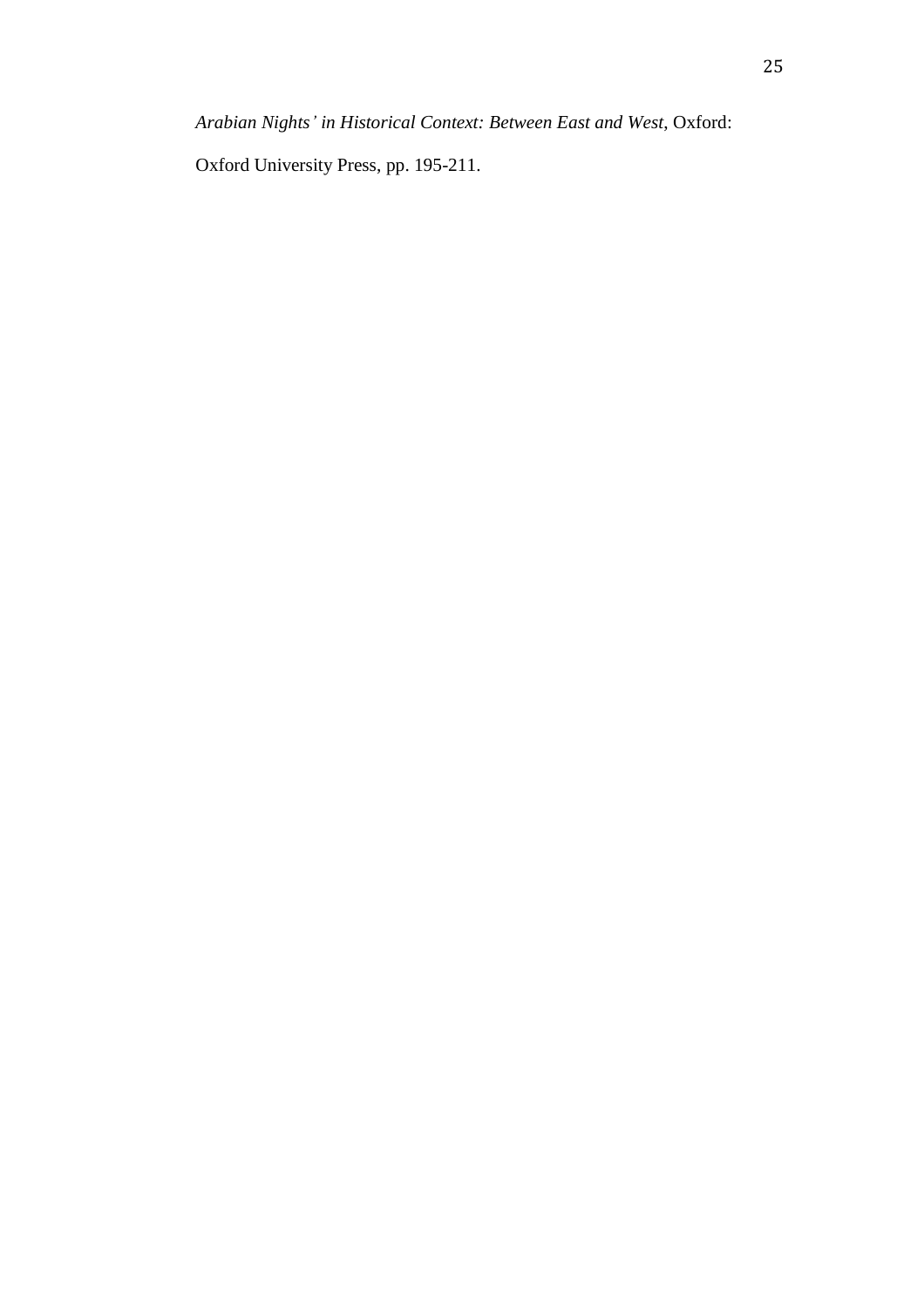*Arabian Nights' in Historical Context: Between East and West*, Oxford: Oxford University Press, pp. 195-211.